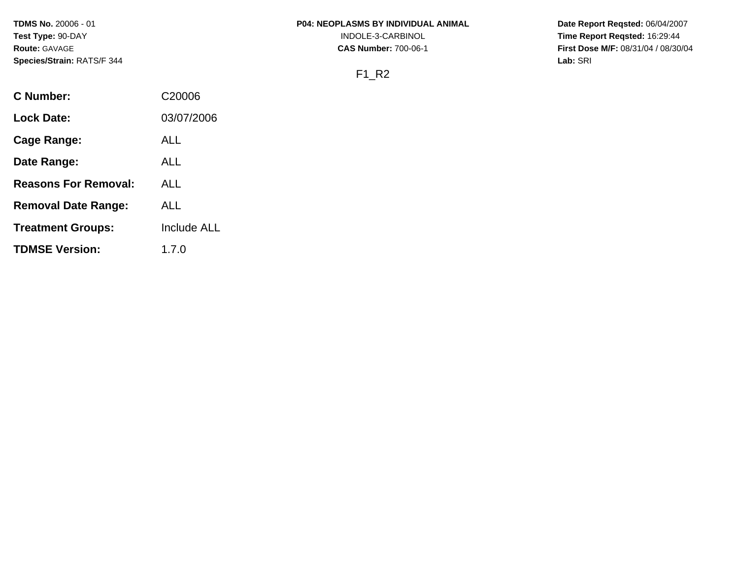**TDMS No.** 20006 - 01
**Test Type:** 90-DAY
**Route:** GAVAGE
**Species/Strain:** RATS/F 344

**P04: NEOPLASMS BY INDIVIDUAL ANIMAL**
INDOLE-3-CARBINOL
**CAS Number:** 700-06-1

F1_R2

**Date Report Reqsted:** 06/04/2007
**Time Report Reqsted:** 16:29:44
**First Dose M/F:** 08/31/04 / 08/30/04
**Lab:** SRI

| | |
|---|---|
| **C Number:** | C20006 |
| **Lock Date:** | 03/07/2006 |
| **Cage Range:** | ALL |
| **Date Range:** | ALL |
| **Reasons For Removal:** | ALL |
| **Removal Date Range:** | ALL |
| **Treatment Groups:** | Include ALL |
| **TDMSE Version:** | 1.7.0 |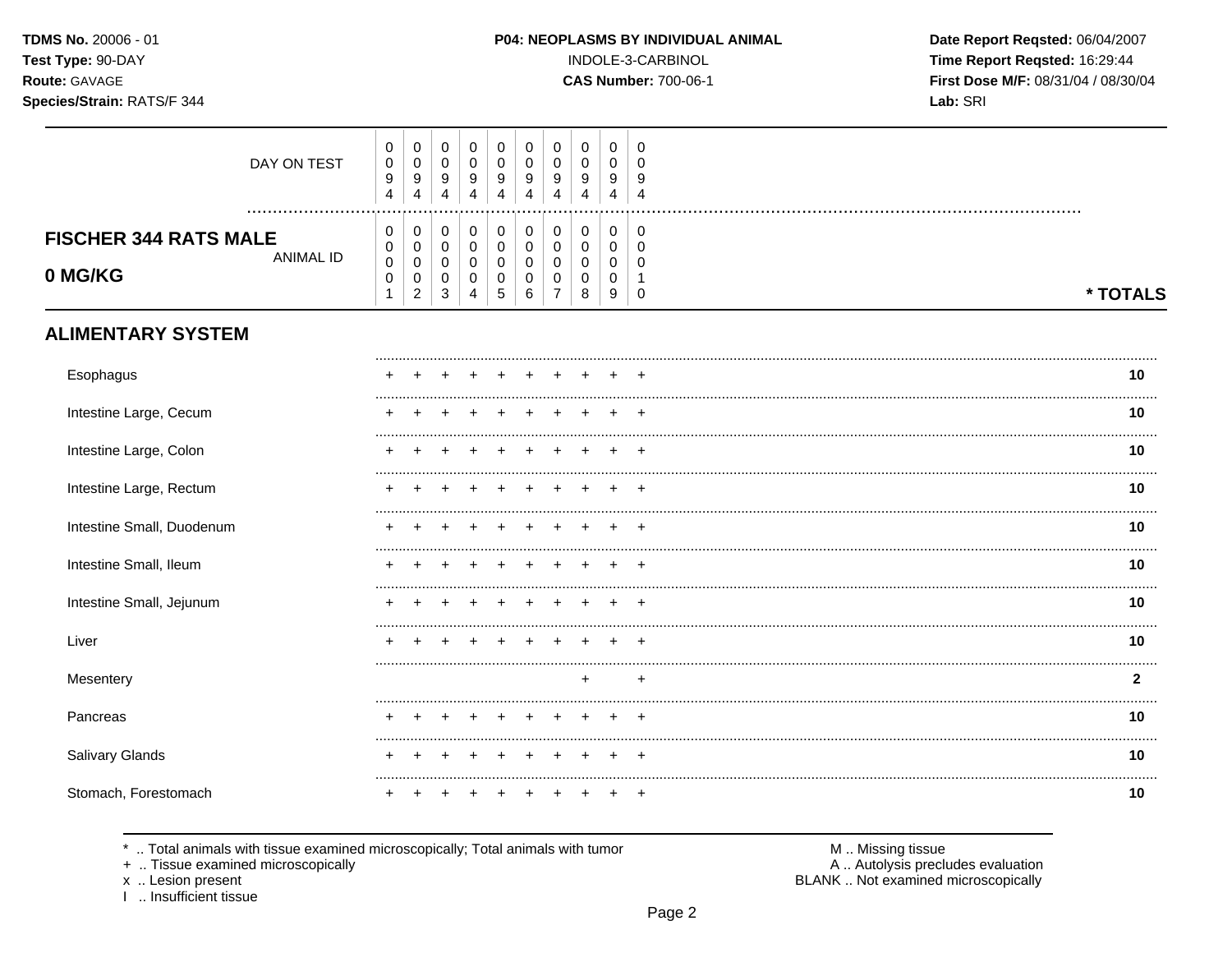**TDMS No.** 20006 - 01
**Test Type:** 90-DAY
**Route:** GAVAGE
**Species/Strain:** RATS/F 344

**P04: NEOPLASMS BY INDIVIDUAL ANIMAL**
INDOLE-3-CARBINOL
**CAS Number:** 700-06-1

**Date Report Reqsted:** 06/04/2007
**Time Report Reqsted:** 16:29:44
**First Dose M/F:** 08/31/04 / 08/30/04
**Lab:** SRI

## FISCHER 344 RATS MALE
## 0 MG/KG

| DAY ON TEST | 0094 | 0094 | 0094 | 0094 | 0094 | 0094 | 0094 | 0094 | 0094 | 0094 | |
|---|---|---|---|---|---|---|---|---|---|---|---|
| **ANIMAL ID** | 00001 | 00002 | 00003 | 00004 | 00005 | 00006 | 00007 | 00008 | 00009 | 00010 | *** TOTALS** |
| **ALIMENTARY SYSTEM** | | | | | | | | | | | |
| Esophagus | + | + | + | + | + | + | + | + | + | + | **10** |
| Intestine Large, Cecum | + | + | + | + | + | + | + | + | + | + | **10** |
| Intestine Large, Colon | + | + | + | + | + | + | + | + | + | + | **10** |
| Intestine Large, Rectum | + | + | + | + | + | + | + | + | + | + | **10** |
| Intestine Small, Duodenum | + | + | + | + | + | + | + | + | + | + | **10** |
| Intestine Small, Ileum | + | + | + | + | + | + | + | + | + | + | **10** |
| Intestine Small, Jejunum | + | + | + | + | + | + | + | + | + | + | **10** |
| Liver | + | + | + | + | + | + | + | + | + | + | **10** |
| Mesentery | | | | | | | | + | | + | **2** |
| Pancreas | + | + | + | + | + | + | + | + | + | + | **10** |
| Salivary Glands | + | + | + | + | + | + | + | + | + | + | **10** |
| Stomach, Forestomach | + | + | + | + | + | + | + | + | + | + | **10** |

\* .. Total animals with tissue examined microscopically; Total animals with tumor
\+ .. Tissue examined microscopically
x .. Lesion present
I .. Insufficient tissue

M .. Missing tissue
A .. Autolysis precludes evaluation
BLANK .. Not examined microscopically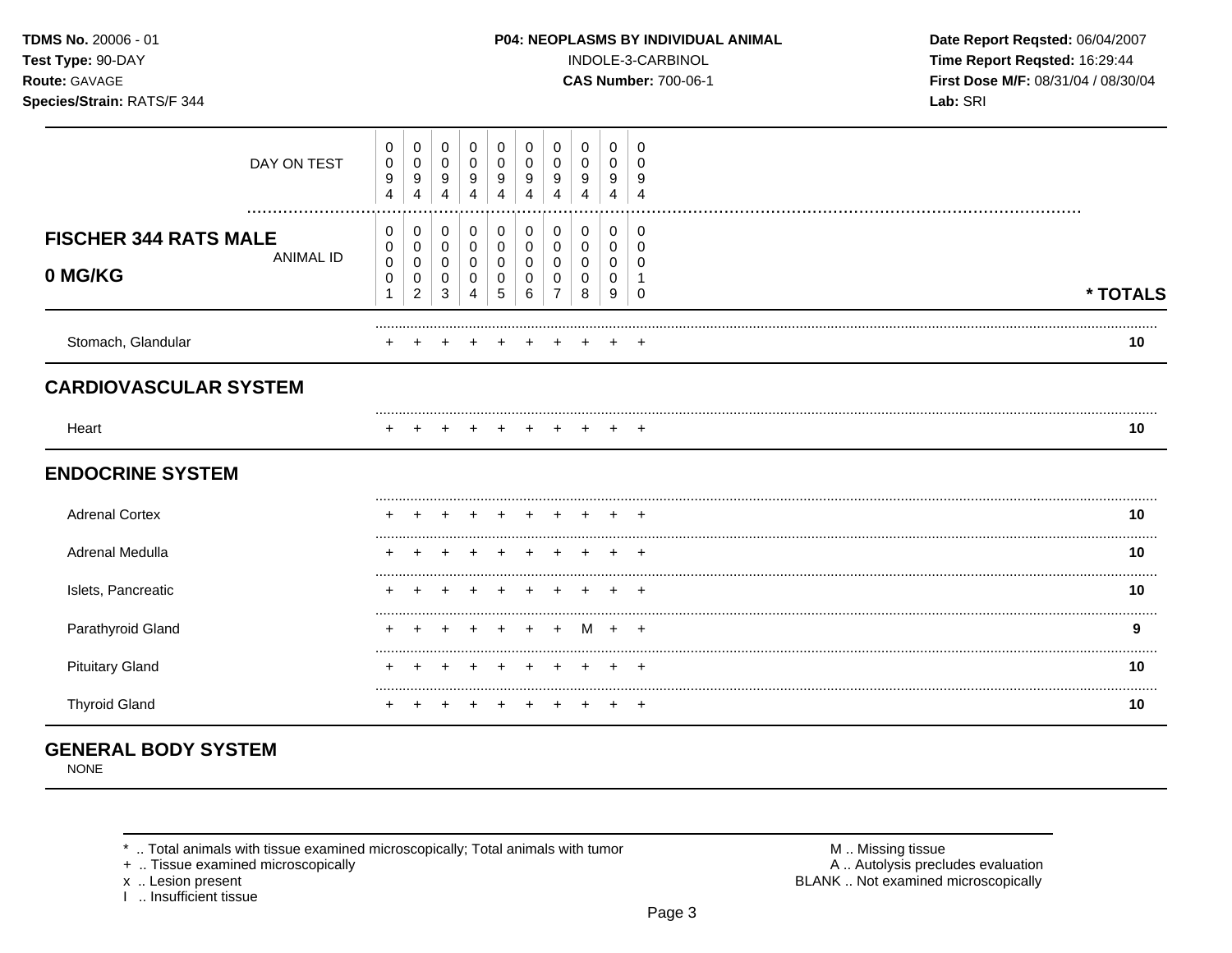**TDMS No.** 20006 - 01
**Test Type:** 90-DAY
**Route:** GAVAGE
**Species/Strain:** RATS/F 344

**P04: NEOPLASMS BY INDIVIDUAL ANIMAL**
INDOLE-3-CARBINOL
**CAS Number:** 700-06-1

**Date Report Reqsted:** 06/04/2007
**Time Report Reqsted:** 16:29:44
**First Dose M/F:** 08/31/04 / 08/30/04
**Lab:** SRI

## FISCHER 344 RATS MALE 0 MG/KG

| | | | | | | | | | | | |
|---|---|---|---|---|---|---|---|---|---|---|---|
| DAY ON TEST | 094 | 094 | 094 | 094 | 094 | 094 | 094 | 094 | 094 | 094 | |
| ANIMAL ID | 0001 | 0002 | 0003 | 0004 | 0005 | 0006 | 0007 | 0008 | 0009 | 0010 | * TOTALS |
| Stomach, Glandular | + | + | + | + | + | + | + | + | + | + | 10 |
| **CARDIOVASCULAR SYSTEM** | | | | | | | | | | | |
| Heart | + | + | + | + | + | + | + | + | + | + | 10 |
| **ENDOCRINE SYSTEM** | | | | | | | | | | | |
| Adrenal Cortex | + | + | + | + | + | + | + | + | + | + | 10 |
| Adrenal Medulla | + | + | + | + | + | + | + | + | + | + | 10 |
| Islets, Pancreatic | + | + | + | + | + | + | + | + | + | + | 10 |
| Parathyroid Gland | + | + | + | + | + | + | + | M | + | + | 9 |
| Pituitary Gland | + | + | + | + | + | + | + | + | + | + | 10 |
| Thyroid Gland | + | + | + | + | + | + | + | + | + | + | 10 |

## GENERAL BODY SYSTEM

NONE

* .. Total animals with tissue examined microscopically; Total animals with tumor
+ .. Tissue examined microscopically
x .. Lesion present
I .. Insufficient tissue

M .. Missing tissue
A .. Autolysis precludes evaluation
BLANK .. Not examined microscopically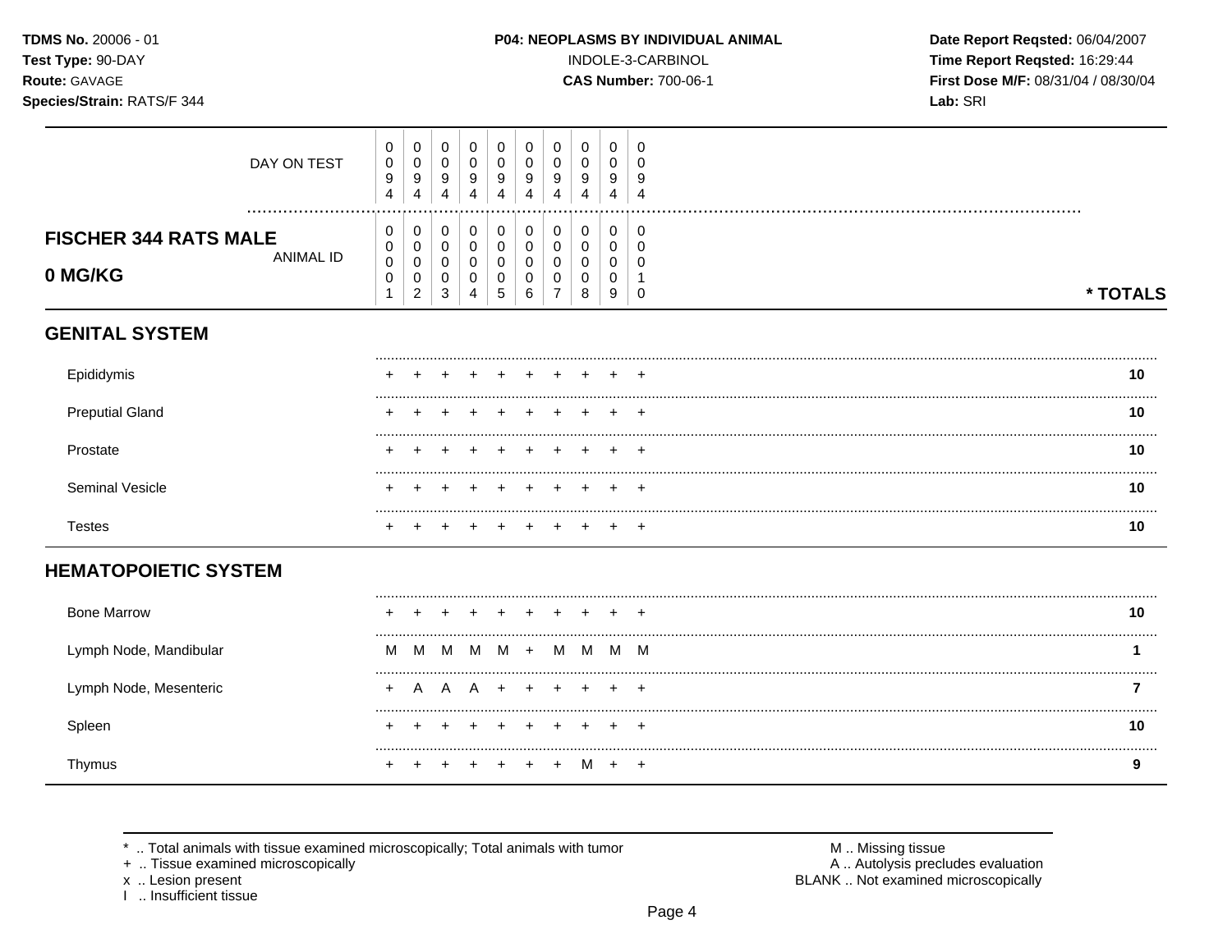**TDMS No.** 20006 - 01
**Test Type:** 90-DAY
**Route:** GAVAGE
**Species/Strain:** RATS/F 344

**P04: NEOPLASMS BY INDIVIDUAL ANIMAL**
INDOLE-3-CARBINOL
**CAS Number:** 700-06-1

**Date Report Reqsted:** 06/04/2007
**Time Report Reqsted:** 16:29:44
**First Dose M/F:** 08/31/04 / 08/30/04
**Lab:** SRI

| | | | | | | | | | | | |
|---|---|---|---|---|---|---|---|---|---|---|---|
| DAY ON TEST | 0094 | 0094 | 0094 | 0094 | 0094 | 0094 | 0094 | 0094 | 0094 | 0094 | |
| **FISCHER 344 RATS MALE 0 MG/KG** ANIMAL ID | 00001 | 00002 | 00003 | 00004 | 00005 | 00006 | 00007 | 00008 | 00009 | 00010 | **\* TOTALS** |
| **GENITAL SYSTEM** | | | | | | | | | | | |
| Epididymis | + | + | + | + | + | + | + | + | + | + | **10** |
| Preputial Gland | + | + | + | + | + | + | + | + | + | + | **10** |
| Prostate | + | + | + | + | + | + | + | + | + | + | **10** |
| Seminal Vesicle | + | + | + | + | + | + | + | + | + | + | **10** |
| Testes | + | + | + | + | + | + | + | + | + | + | **10** |
| **HEMATOPOIETIC SYSTEM** | | | | | | | | | | | |
| Bone Marrow | + | + | + | + | + | + | + | + | + | + | **10** |
| Lymph Node, Mandibular | M | M | M | M | M | + | M | M | M | M | **1** |
| Lymph Node, Mesenteric | + | A | A | A | + | + | + | + | + | + | **7** |
| Spleen | + | + | + | + | + | + | + | + | + | + | **10** |
| Thymus | + | + | + | + | + | + | + | M | + | + | **9** |

\* .. Total animals with tissue examined microscopically; Total animals with tumor
\+ .. Tissue examined microscopically
x .. Lesion present
I .. Insufficient tissue

M .. Missing tissue
A .. Autolysis precludes evaluation
BLANK .. Not examined microscopically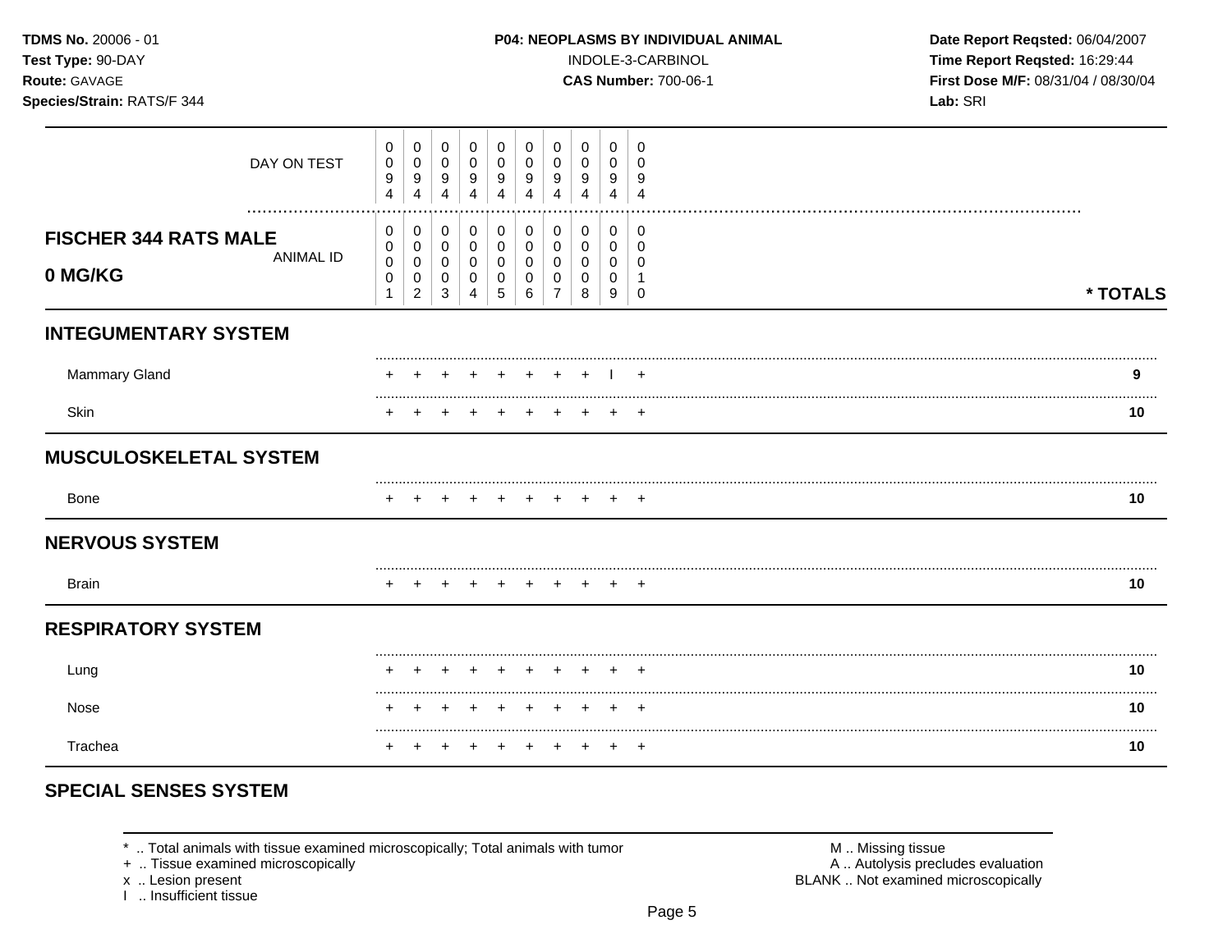**TDMS No.** 20006 - 01
**Test Type:** 90-DAY
**Route:** GAVAGE
**Species/Strain:** RATS/F 344

**P04: NEOPLASMS BY INDIVIDUAL ANIMAL**
INDOLE-3-CARBINOL
**CAS Number:** 700-06-1

**Date Report Reqsted:** 06/04/2007
**Time Report Reqsted:** 16:29:44
**First Dose M/F:** 08/31/04 / 08/30/04
**Lab:** SRI

| DAY ON TEST | 0094 | 0094 | 0094 | 0094 | 0094 | 0094 | 0094 | 0094 | 0094 | 0094 | |
|---|---|---|---|---|---|---|---|---|---|---|---|
| **FISCHER 344 RATS MALE 0 MG/KG** ANIMAL ID | 00001 | 00002 | 00003 | 00004 | 00005 | 00006 | 00007 | 00008 | 00009 | 00010 | *** TOTALS** |
| **INTEGUMENTARY SYSTEM** | | | | | | | | | | | |
| Mammary Gland | + | + | + | + | + | + | + | + | I | + | 9 |
| Skin | + | + | + | + | + | + | + | + | + | + | 10 |
| **MUSCULOSKELETAL SYSTEM** | | | | | | | | | | | |
| Bone | + | + | + | + | + | + | + | + | + | + | 10 |
| **NERVOUS SYSTEM** | | | | | | | | | | | |
| Brain | + | + | + | + | + | + | + | + | + | + | 10 |
| **RESPIRATORY SYSTEM** | | | | | | | | | | | |
| Lung | + | + | + | + | + | + | + | + | + | + | 10 |
| Nose | + | + | + | + | + | + | + | + | + | + | 10 |
| Trachea | + | + | + | + | + | + | + | + | + | + | 10 |
| **SPECIAL SENSES SYSTEM** | | | | | | | | | | | |

* .. Total animals with tissue examined microscopically; Total animals with tumor
+ .. Tissue examined microscopically
x .. Lesion present
I .. Insufficient tissue

M .. Missing tissue
A .. Autolysis precludes evaluation
BLANK .. Not examined microscopically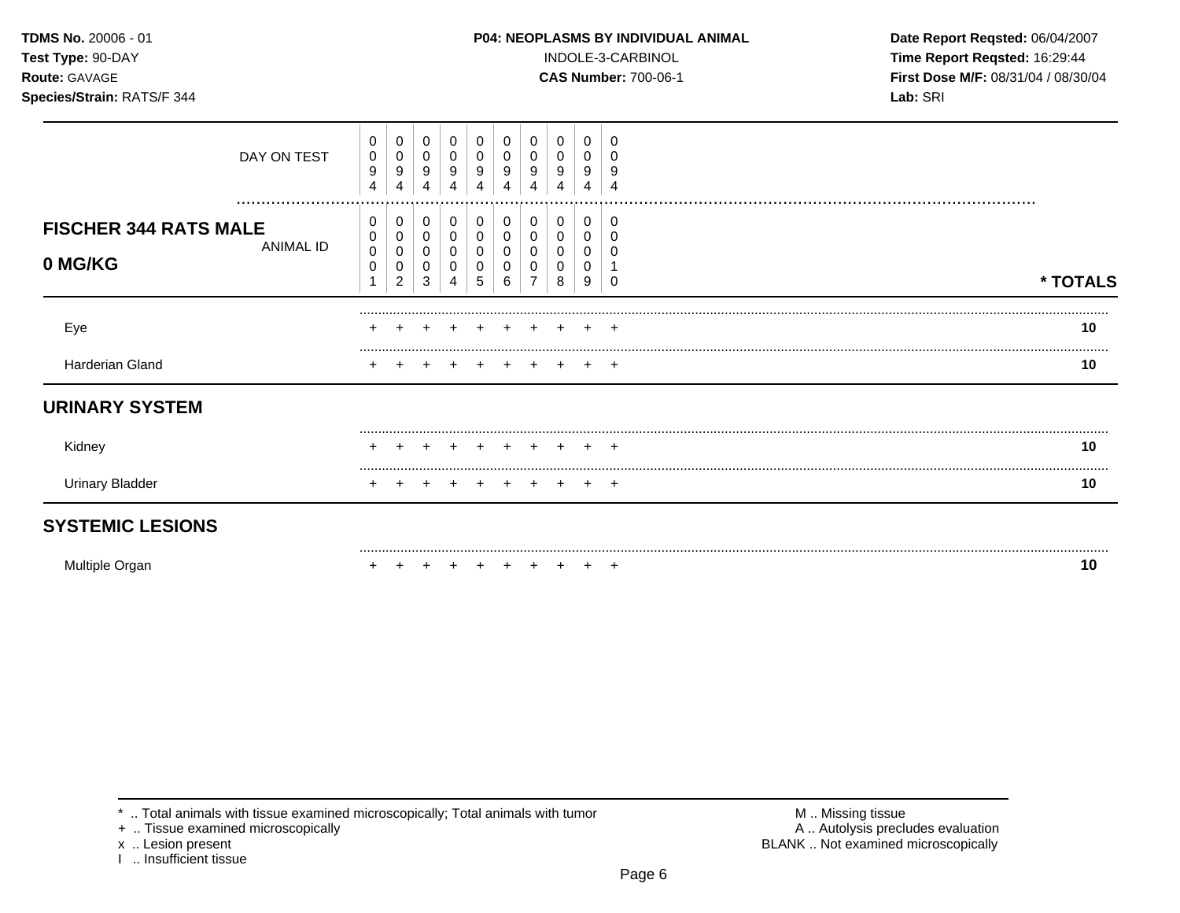**TDMS No.** 20006 - 01
**Test Type:** 90-DAY
**Route:** GAVAGE
**Species/Strain:** RATS/F 344

**P04: NEOPLASMS BY INDIVIDUAL ANIMAL**
INDOLE-3-CARBINOL
**CAS Number:** 700-06-1

**Date Report Reqsted:** 06/04/2007
**Time Report Reqsted:** 16:29:44
**First Dose M/F:** 08/31/04 / 08/30/04
**Lab:** SRI

| | | | | | | | | | | | |
|---|---|---|---|---|---|---|---|---|---|---|---|
| DAY ON TEST | 0094 | 0094 | 0094 | 0094 | 0094 | 0094 | 0094 | 0094 | 0094 | 0094 | |
| **FISCHER 344 RATS MALE 0 MG/KG** ANIMAL ID | 00001 | 00002 | 00003 | 00004 | 00005 | 00006 | 00007 | 00008 | 00009 | 00010 | *** TOTALS** |
| Eye | + | + | + | + | + | + | + | + | + | + | **10** |
| Harderian Gland | + | + | + | + | + | + | + | + | + | + | **10** |
| **URINARY SYSTEM** | | | | | | | | | | | |
| Kidney | + | + | + | + | + | + | + | + | + | + | **10** |
| Urinary Bladder | + | + | + | + | + | + | + | + | + | + | **10** |
| **SYSTEMIC LESIONS** | | | | | | | | | | | |
| Multiple Organ | + | + | + | + | + | + | + | + | + | + | **10** |

\* .. Total animals with tissue examined microscopically; Total animals with tumor
\+ .. Tissue examined microscopically
x .. Lesion present
I .. Insufficient tissue

M .. Missing tissue
A .. Autolysis precludes evaluation
BLANK .. Not examined microscopically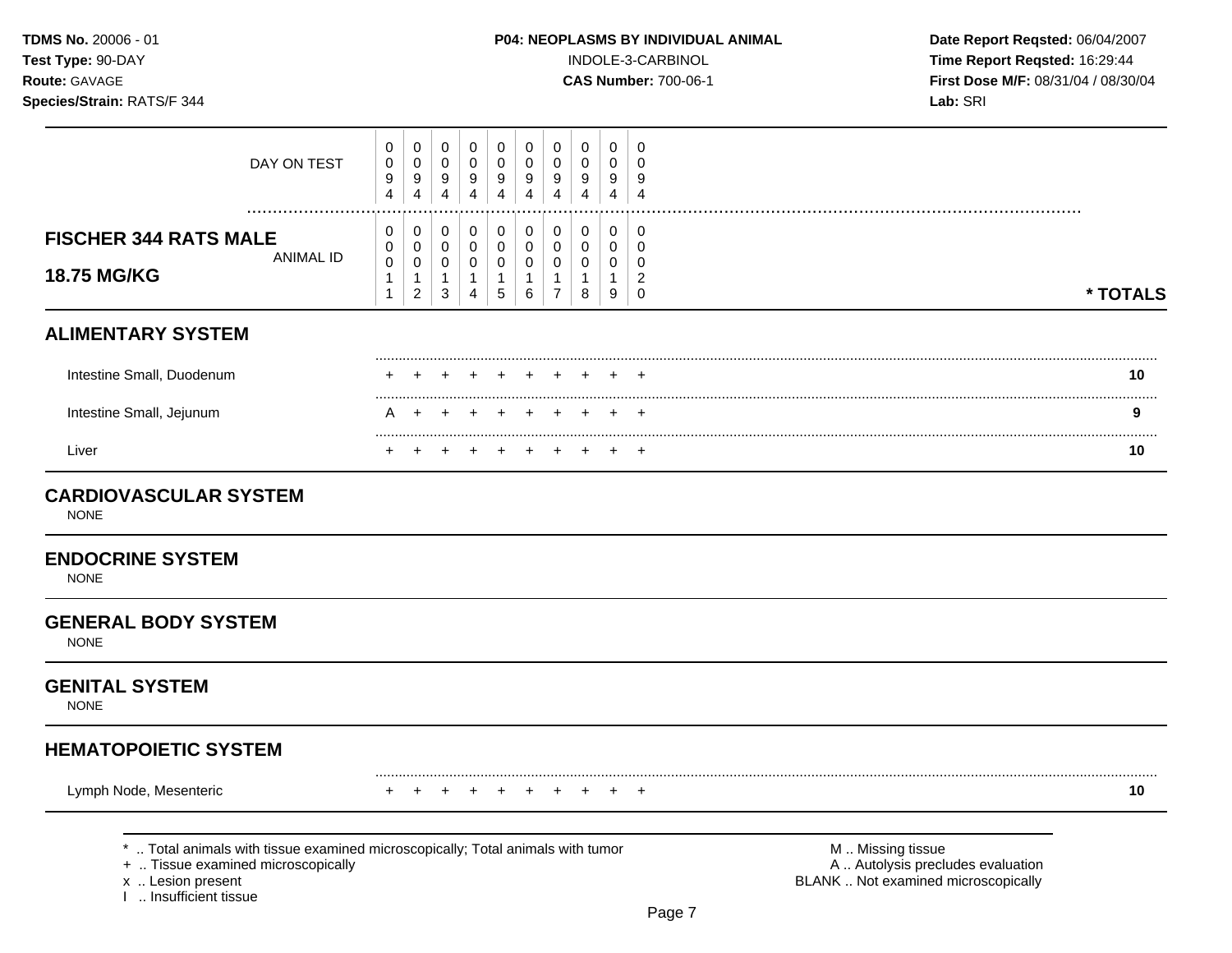**TDMS No.** 20006 - 01
**Test Type:** 90-DAY
**Route:** GAVAGE
**Species/Strain:** RATS/F 344

**P04: NEOPLASMS BY INDIVIDUAL ANIMAL**
INDOLE-3-CARBINOL
**CAS Number:** 700-06-1

**Date Report Reqsted:** 06/04/2007
**Time Report Reqsted:** 16:29:44
**First Dose M/F:** 08/31/04 / 08/30/04
**Lab:** SRI

| DAY ON TEST | 0094 | 0094 | 0094 | 0094 | 0094 | 0094 | 0094 | 0094 | 0094 | 0094 | |
|---|---|---|---|---|---|---|---|---|---|---|---|
| **FISCHER 344 RATS MALE 18.75 MG/KG** — ANIMAL ID | 00011 | 00012 | 00013 | 00014 | 00015 | 00016 | 00017 | 00018 | 00019 | 00020 | *** TOTALS** |
| **ALIMENTARY SYSTEM** | | | | | | | | | | | |
| Intestine Small, Duodenum | + | + | + | + | + | + | + | + | + | + | **10** |
| Intestine Small, Jejunum | A | + | + | + | + | + | + | + | + | + | **9** |
| Liver | + | + | + | + | + | + | + | + | + | + | **10** |
| **CARDIOVASCULAR SYSTEM** | | | | | | | | | | | |
| NONE | | | | | | | | | | | |
| **ENDOCRINE SYSTEM** | | | | | | | | | | | |
| NONE | | | | | | | | | | | |
| **GENERAL BODY SYSTEM** | | | | | | | | | | | |
| NONE | | | | | | | | | | | |
| **GENITAL SYSTEM** | | | | | | | | | | | |
| NONE | | | | | | | | | | | |
| **HEMATOPOIETIC SYSTEM** | | | | | | | | | | | |
| Lymph Node, Mesenteric | + | + | + | + | + | + | + | + | + | + | **10** |

\* .. Total animals with tissue examined microscopically; Total animals with tumor
\+ .. Tissue examined microscopically
x .. Lesion present
I .. Insufficient tissue

M .. Missing tissue
A .. Autolysis precludes evaluation
BLANK .. Not examined microscopically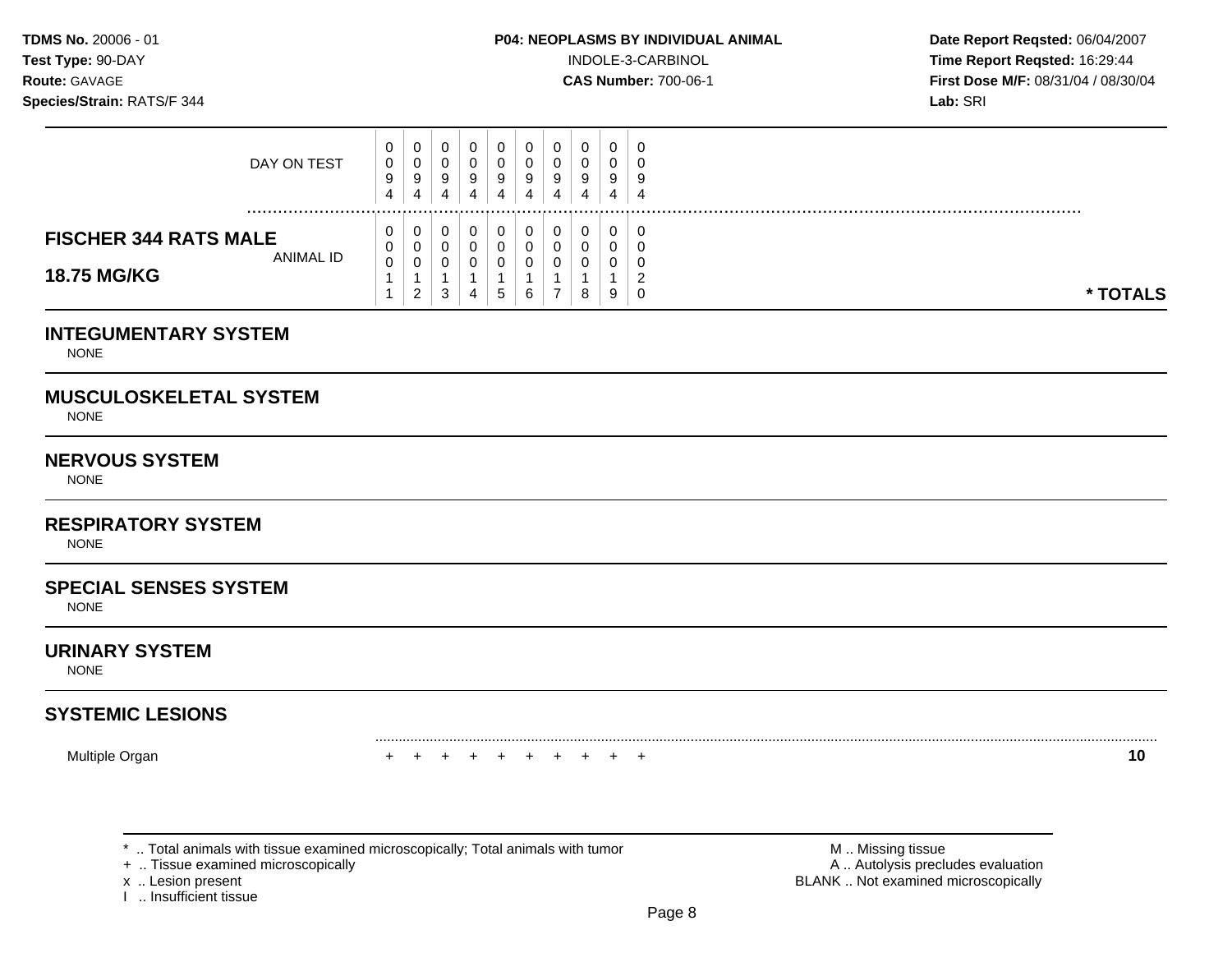**TDMS No.** 20006 - 01
**Test Type:** 90-DAY
**Route:** GAVAGE
**Species/Strain:** RATS/F 344

**P04: NEOPLASMS BY INDIVIDUAL ANIMAL**
INDOLE-3-CARBINOL
**CAS Number:** 700-06-1

**Date Report Reqsted:** 06/04/2007
**Time Report Reqsted:** 16:29:44
**First Dose M/F:** 08/31/04 / 08/30/04
**Lab:** SRI

| DAY ON TEST | 0094 | 0094 | 0094 | 0094 | 0094 | 0094 | 0094 | 0094 | 0094 | 0094 | |
|---|---|---|---|---|---|---|---|---|---|---|---|
| **FISCHER 344 RATS MALE 18.75 MG/KG** ANIMAL ID | 00011 | 00012 | 00013 | 00014 | 00015 | 00016 | 00017 | 00018 | 00019 | 00020 | * TOTALS |
| **INTEGUMENTARY SYSTEM** | | | | | | | | | | | |
| NONE | | | | | | | | | | | |
| **MUSCULOSKELETAL SYSTEM** | | | | | | | | | | | |
| NONE | | | | | | | | | | | |
| **NERVOUS SYSTEM** | | | | | | | | | | | |
| NONE | | | | | | | | | | | |
| **RESPIRATORY SYSTEM** | | | | | | | | | | | |
| NONE | | | | | | | | | | | |
| **SPECIAL SENSES SYSTEM** | | | | | | | | | | | |
| NONE | | | | | | | | | | | |
| **URINARY SYSTEM** | | | | | | | | | | | |
| NONE | | | | | | | | | | | |
| **SYSTEMIC LESIONS** | | | | | | | | | | | |
| Multiple Organ | + | + | + | + | + | + | + | + | + | + | **10** |

* .. Total animals with tissue examined microscopically; Total animals with tumor
+ .. Tissue examined microscopically
x .. Lesion present
I .. Insufficient tissue

M .. Missing tissue
A .. Autolysis precludes evaluation
BLANK .. Not examined microscopically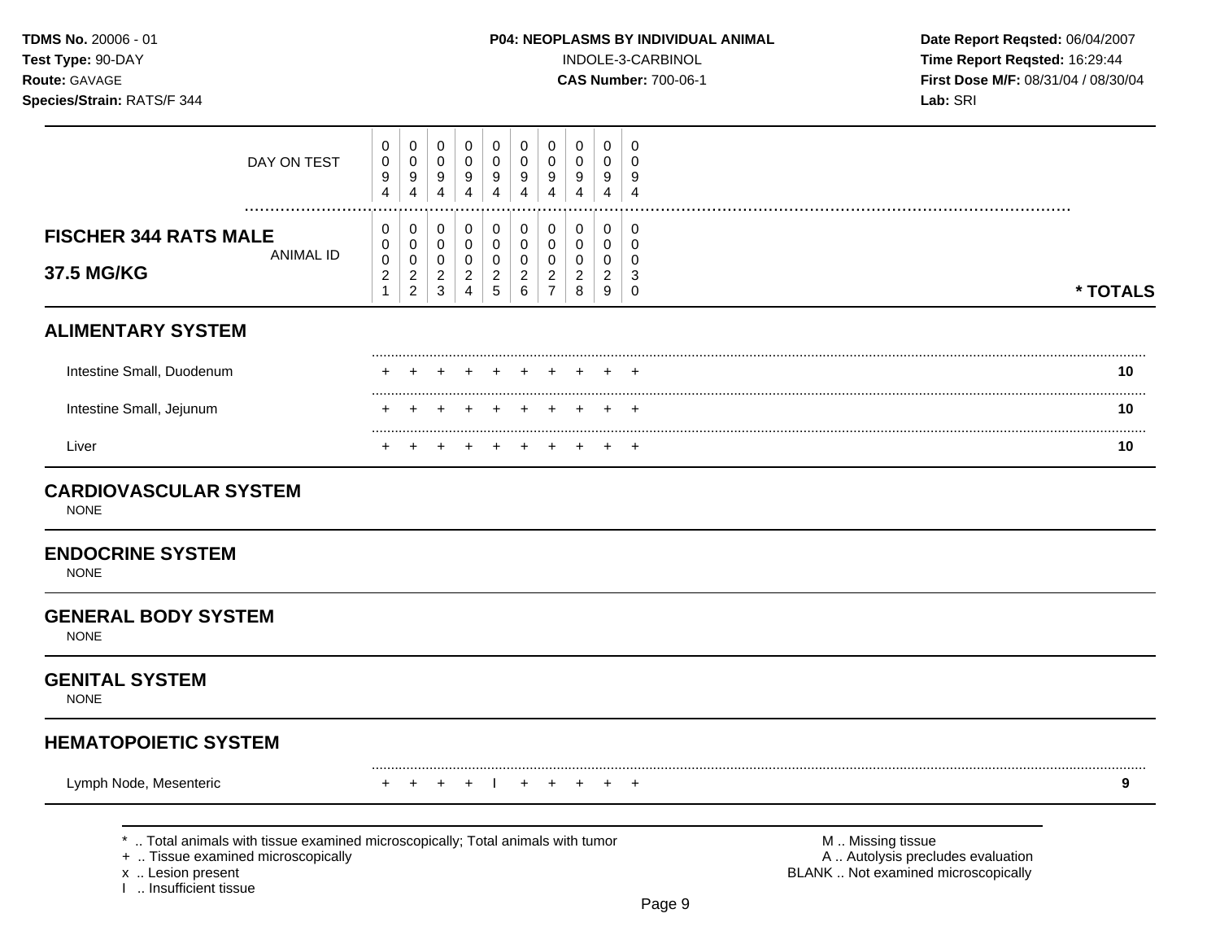**TDMS No.** 20006 - 01
**Test Type:** 90-DAY
**Route:** GAVAGE
**Species/Strain:** RATS/F 344

**P04: NEOPLASMS BY INDIVIDUAL ANIMAL**
INDOLE-3-CARBINOL
**CAS Number:** 700-06-1

**Date Report Reqsted:** 06/04/2007
**Time Report Reqsted:** 16:29:44
**First Dose M/F:** 08/31/04 / 08/30/04
**Lab:** SRI

| DAY ON TEST | 0094 | 0094 | 0094 | 0094 | 0094 | 0094 | 0094 | 0094 | 0094 | 0094 | |
|---|---|---|---|---|---|---|---|---|---|---|---|
| **FISCHER 344 RATS MALE 37.5 MG/KG** — ANIMAL ID | 00021 | 00022 | 00023 | 00024 | 00025 | 00026 | 00027 | 00028 | 00029 | 00030 | **\* TOTALS** |
| **ALIMENTARY SYSTEM** | | | | | | | | | | | |
| Intestine Small, Duodenum | + | + | + | + | + | + | + | + | + | + | **10** |
| Intestine Small, Jejunum | + | + | + | + | + | + | + | + | + | + | **10** |
| Liver | + | + | + | + | + | + | + | + | + | + | **10** |
| **CARDIOVASCULAR SYSTEM** | | | | | | | | | | | |
| NONE | | | | | | | | | | | |
| **ENDOCRINE SYSTEM** | | | | | | | | | | | |
| NONE | | | | | | | | | | | |
| **GENERAL BODY SYSTEM** | | | | | | | | | | | |
| NONE | | | | | | | | | | | |
| **GENITAL SYSTEM** | | | | | | | | | | | |
| NONE | | | | | | | | | | | |
| **HEMATOPOIETIC SYSTEM** | | | | | | | | | | | |
| Lymph Node, Mesenteric | + | + | + | + | I | + | + | + | + | + | **9** |

\* .. Total animals with tissue examined microscopically; Total animals with tumor
\+ .. Tissue examined microscopically
x .. Lesion present
I .. Insufficient tissue

M .. Missing tissue
A .. Autolysis precludes evaluation
BLANK .. Not examined microscopically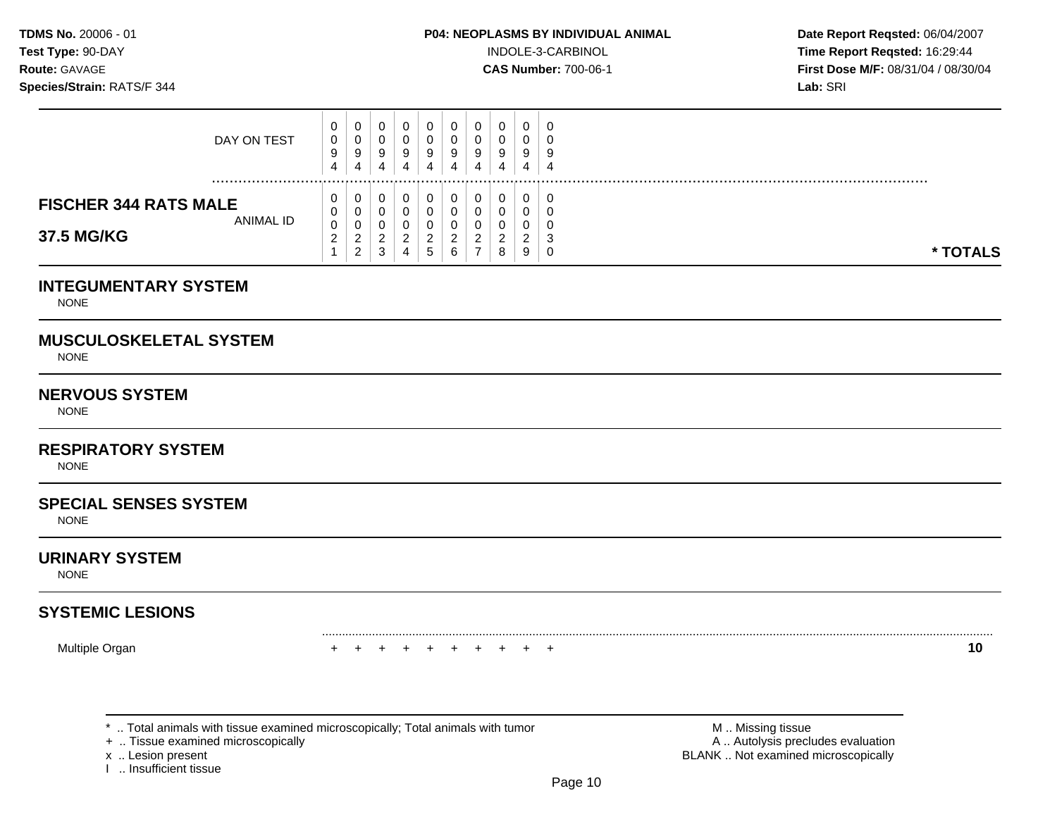**TDMS No.** 20006 - 01
**Test Type:** 90-DAY
**Route:** GAVAGE
**Species/Strain:** RATS/F 344

**P04: NEOPLASMS BY INDIVIDUAL ANIMAL**
INDOLE-3-CARBINOL
**CAS Number:** 700-06-1

**Date Report Reqsted:** 06/04/2007
**Time Report Reqsted:** 16:29:44
**First Dose M/F:** 08/31/04 / 08/30/04
**Lab:** SRI

| | | | | | | | | | | | |
|---|---|---|---|---|---|---|---|---|---|---|---|
| DAY ON TEST | 0094 | 0094 | 0094 | 0094 | 0094 | 0094 | 0094 | 0094 | 0094 | 0094 | |
| **FISCHER 344 RATS MALE 37.5 MG/KG** ANIMAL ID | 00021 | 00022 | 00023 | 00024 | 00025 | 00026 | 00027 | 00028 | 00029 | 00030 | **\* TOTALS** |
| **INTEGUMENTARY SYSTEM** | | | | | | | | | | | |
| NONE | | | | | | | | | | | |
| **MUSCULOSKELETAL SYSTEM** | | | | | | | | | | | |
| NONE | | | | | | | | | | | |
| **NERVOUS SYSTEM** | | | | | | | | | | | |
| NONE | | | | | | | | | | | |
| **RESPIRATORY SYSTEM** | | | | | | | | | | | |
| NONE | | | | | | | | | | | |
| **SPECIAL SENSES SYSTEM** | | | | | | | | | | | |
| NONE | | | | | | | | | | | |
| **URINARY SYSTEM** | | | | | | | | | | | |
| NONE | | | | | | | | | | | |
| **SYSTEMIC LESIONS** | | | | | | | | | | | |
| Multiple Organ | + | + | + | + | + | + | + | + | + | + | **10** |

\* .. Total animals with tissue examined microscopically; Total animals with tumor
+ .. Tissue examined microscopically
x .. Lesion present
I .. Insufficient tissue

M .. Missing tissue
A .. Autolysis precludes evaluation
BLANK .. Not examined microscopically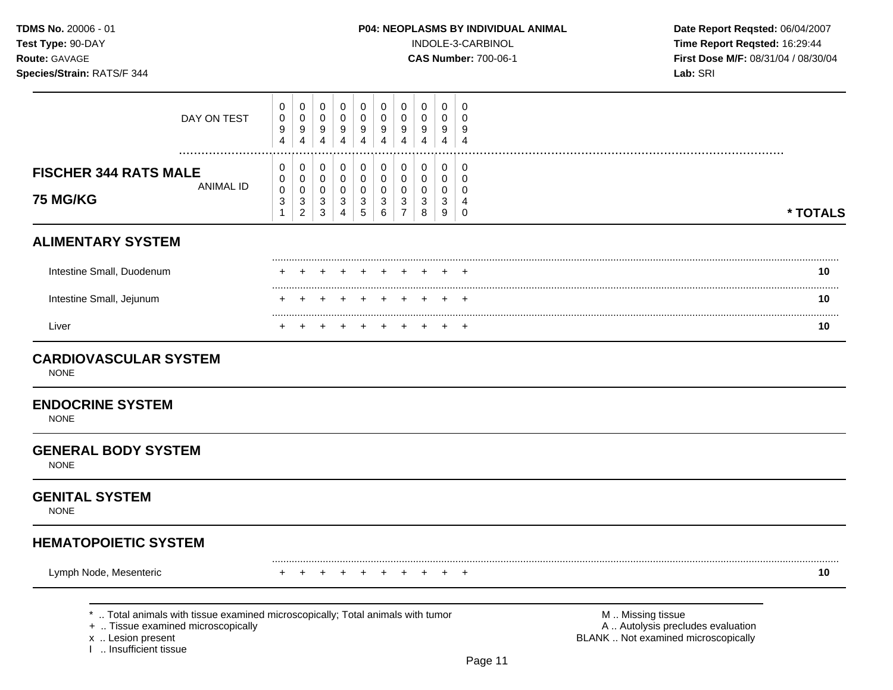**TDMS No.** 20006 - 01
**Test Type:** 90-DAY
**Route:** GAVAGE
**Species/Strain:** RATS/F 344

**P04: NEOPLASMS BY INDIVIDUAL ANIMAL**
INDOLE-3-CARBINOL
**CAS Number:** 700-06-1

**Date Report Reqsted:** 06/04/2007
**Time Report Reqsted:** 16:29:44
**First Dose M/F:** 08/31/04 / 08/30/04
**Lab:** SRI

## FISCHER 344 RATS MALE 75 MG/KG

| DAY ON TEST | 0094 | 0094 | 0094 | 0094 | 0094 | 0094 | 0094 | 0094 | 0094 | 0094 | |
|---|---|---|---|---|---|---|---|---|---|---|---|
| **ANIMAL ID** | 00031 | 00032 | 00033 | 00034 | 00035 | 00036 | 00037 | 00038 | 00039 | 00040 | *** TOTALS** |
| **ALIMENTARY SYSTEM** | | | | | | | | | | | |
| Intestine Small, Duodenum | + | + | + | + | + | + | + | + | + | + | **10** |
| Intestine Small, Jejunum | + | + | + | + | + | + | + | + | + | + | **10** |
| Liver | + | + | + | + | + | + | + | + | + | + | **10** |
| **CARDIOVASCULAR SYSTEM** | | | | | | | | | | | |
| NONE | | | | | | | | | | | |
| **ENDOCRINE SYSTEM** | | | | | | | | | | | |
| NONE | | | | | | | | | | | |
| **GENERAL BODY SYSTEM** | | | | | | | | | | | |
| NONE | | | | | | | | | | | |
| **GENITAL SYSTEM** | | | | | | | | | | | |
| NONE | | | | | | | | | | | |
| **HEMATOPOIETIC SYSTEM** | | | | | | | | | | | |
| Lymph Node, Mesenteric | + | + | + | + | + | + | + | + | + | + | **10** |

\* .. Total animals with tissue examined microscopically; Total animals with tumor
\+ .. Tissue examined microscopically
x .. Lesion present
I .. Insufficient tissue

M .. Missing tissue
A .. Autolysis precludes evaluation
BLANK .. Not examined microscopically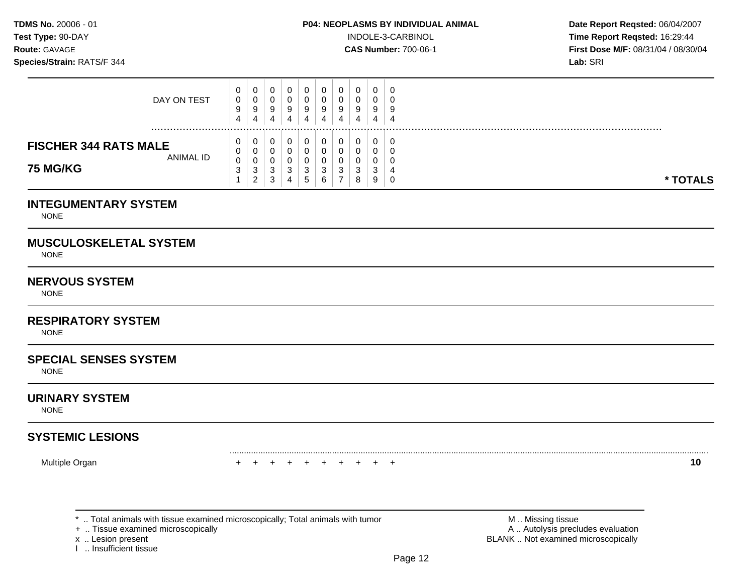**TDMS No.** 20006 - 01
**Test Type:** 90-DAY
**Route:** GAVAGE
**Species/Strain:** RATS/F 344

**P04: NEOPLASMS BY INDIVIDUAL ANIMAL**
INDOLE-3-CARBINOL
**CAS Number:** 700-06-1

**Date Report Reqsted:** 06/04/2007
**Time Report Reqsted:** 16:29:44
**First Dose M/F:** 08/31/04 / 08/30/04
**Lab:** SRI

| DAY ON TEST | 0094 | 0094 | 0094 | 0094 | 0094 | 0094 | 0094 | 0094 | 0094 | 0094 | |
|---|---|---|---|---|---|---|---|---|---|---|---|
| **FISCHER 344 RATS MALE 75 MG/KG** ANIMAL ID | 00031 | 00032 | 00033 | 00034 | 00035 | 00036 | 00037 | 00038 | 00039 | 00040 | **\* TOTALS** |
| **INTEGUMENTARY SYSTEM** | | | | | | | | | | | |
| NONE | | | | | | | | | | | |
| **MUSCULOSKELETAL SYSTEM** | | | | | | | | | | | |
| NONE | | | | | | | | | | | |
| **NERVOUS SYSTEM** | | | | | | | | | | | |
| NONE | | | | | | | | | | | |
| **RESPIRATORY SYSTEM** | | | | | | | | | | | |
| NONE | | | | | | | | | | | |
| **SPECIAL SENSES SYSTEM** | | | | | | | | | | | |
| NONE | | | | | | | | | | | |
| **URINARY SYSTEM** | | | | | | | | | | | |
| NONE | | | | | | | | | | | |
| **SYSTEMIC LESIONS** | | | | | | | | | | | |
| Multiple Organ | + | + | + | + | + | + | + | + | + | + | **10** |

\* .. Total animals with tissue examined microscopically; Total animals with tumor
\+ .. Tissue examined microscopically
x .. Lesion present
I .. Insufficient tissue

M .. Missing tissue
A .. Autolysis precludes evaluation
BLANK .. Not examined microscopically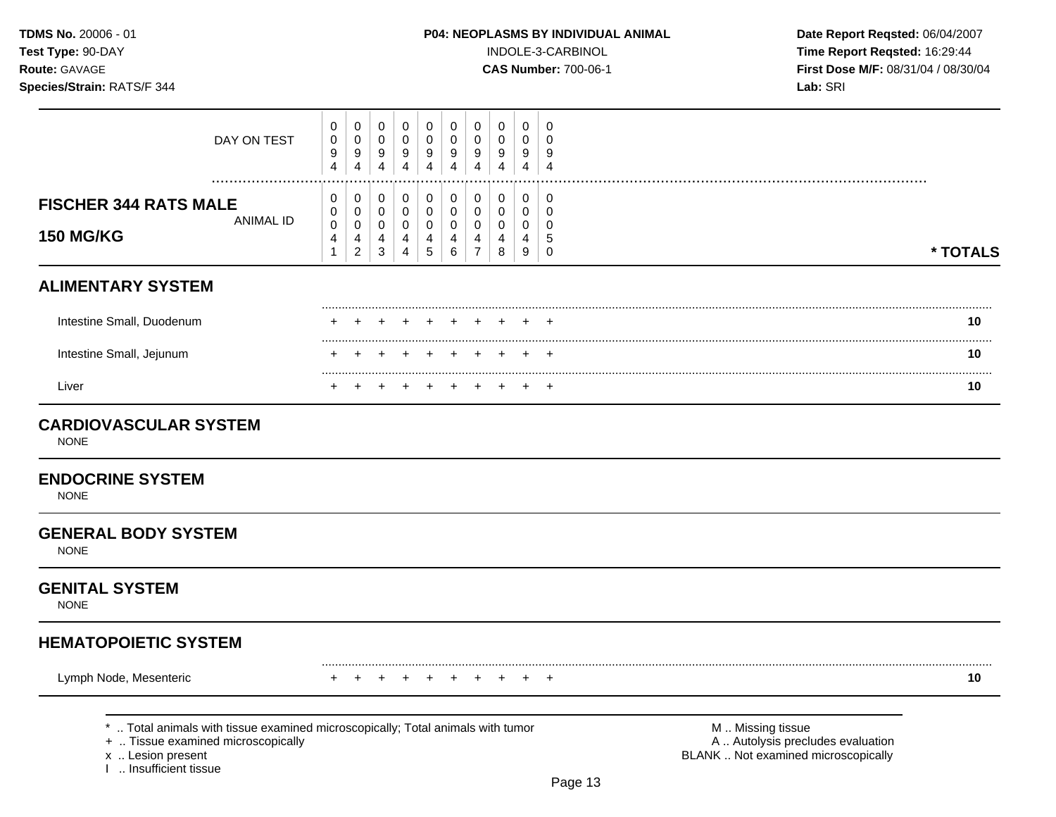**TDMS No.** 20006 - 01
**Test Type:** 90-DAY
**Route:** GAVAGE
**Species/Strain:** RATS/F 344

**P04: NEOPLASMS BY INDIVIDUAL ANIMAL**
INDOLE-3-CARBINOL
**CAS Number:** 700-06-1

**Date Report Reqsted:** 06/04/2007
**Time Report Reqsted:** 16:29:44
**First Dose M/F:** 08/31/04 / 08/30/04
**Lab:** SRI

| **FISCHER 344 RATS MALE 150 MG/KG** | | | | | | | | | | | |
|---|---|---|---|---|---|---|---|---|---|---|---|
| DAY ON TEST | 0094 | 0094 | 0094 | 0094 | 0094 | 0094 | 0094 | 0094 | 0094 | 0094 | |
| ANIMAL ID | 00041 | 00042 | 00043 | 00044 | 00045 | 00046 | 00047 | 00048 | 00049 | 00050 | **\* TOTALS** |
| **ALIMENTARY SYSTEM** | | | | | | | | | | | |
| Intestine Small, Duodenum | + | + | + | + | + | + | + | + | + | + | **10** |
| Intestine Small, Jejunum | + | + | + | + | + | + | + | + | + | + | **10** |
| Liver | + | + | + | + | + | + | + | + | + | + | **10** |
| **CARDIOVASCULAR SYSTEM** | | | | | | | | | | | |
| NONE | | | | | | | | | | | |
| **ENDOCRINE SYSTEM** | | | | | | | | | | | |
| NONE | | | | | | | | | | | |
| **GENERAL BODY SYSTEM** | | | | | | | | | | | |
| NONE | | | | | | | | | | | |
| **GENITAL SYSTEM** | | | | | | | | | | | |
| NONE | | | | | | | | | | | |
| **HEMATOPOIETIC SYSTEM** | | | | | | | | | | | |
| Lymph Node, Mesenteric | + | + | + | + | + | + | + | + | + | + | **10** |

\* .. Total animals with tissue examined microscopically; Total animals with tumor
\+ .. Tissue examined microscopically
x .. Lesion present
I .. Insufficient tissue

M .. Missing tissue
A .. Autolysis precludes evaluation
BLANK .. Not examined microscopically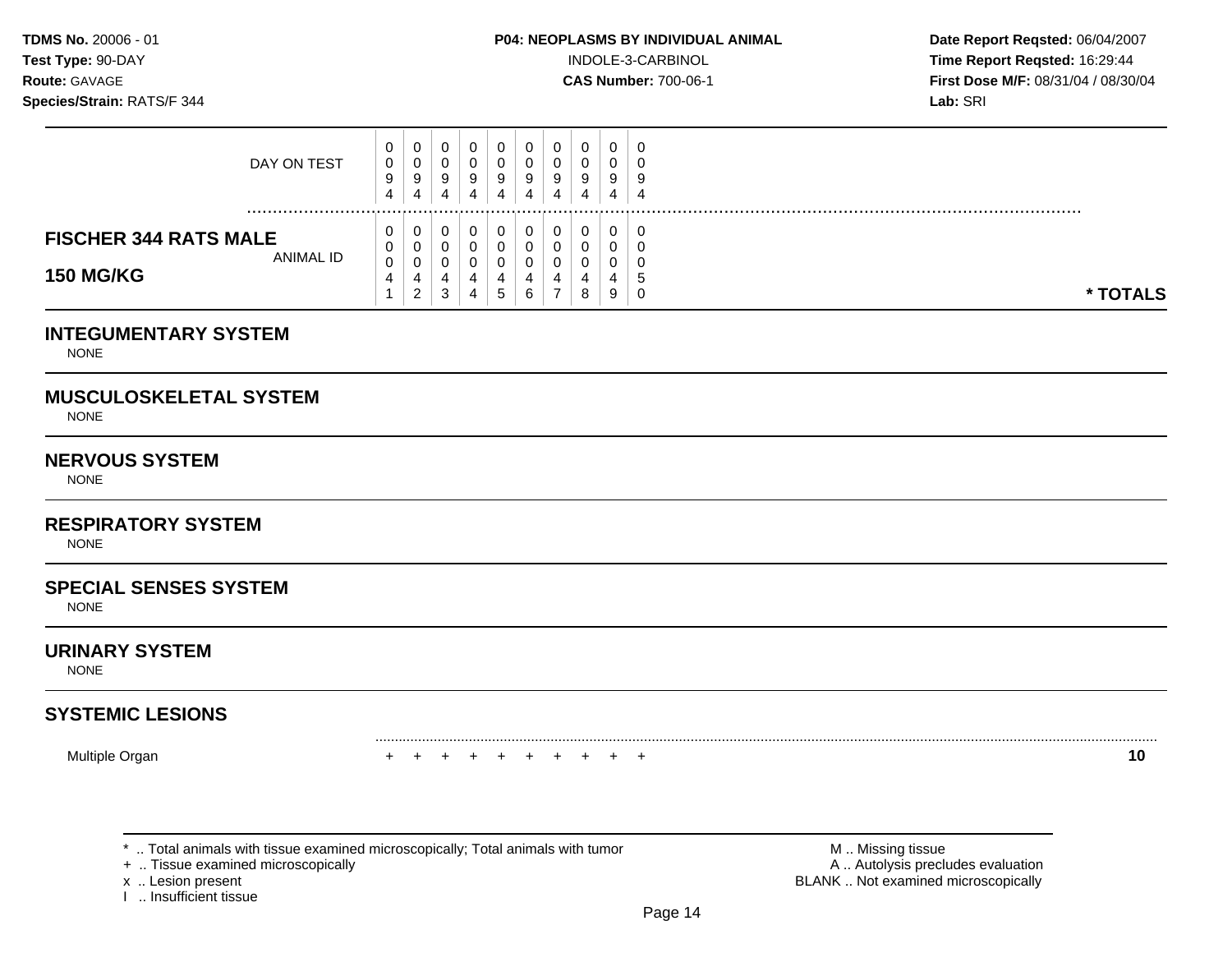**TDMS No.** 20006 - 01
**Test Type:** 90-DAY
**Route:** GAVAGE
**Species/Strain:** RATS/F 344

**P04: NEOPLASMS BY INDIVIDUAL ANIMAL**
INDOLE-3-CARBINOL
**CAS Number:** 700-06-1

**Date Report Reqsted:** 06/04/2007
**Time Report Reqsted:** 16:29:44
**First Dose M/F:** 08/31/04 / 08/30/04
**Lab:** SRI

| | | | | | | | | | | | |
|---|---|---|---|---|---|---|---|---|---|---|---|
| DAY ON TEST | 0094 | 0094 | 0094 | 0094 | 0094 | 0094 | 0094 | 0094 | 0094 | 0094 | |
| **FISCHER 344 RATS MALE 150 MG/KG** ANIMAL ID | 00041 | 00042 | 00043 | 00044 | 00045 | 00046 | 00047 | 00048 | 00049 | 00050 | *** TOTALS** |

## INTEGUMENTARY SYSTEM
NONE

## MUSCULOSKELETAL SYSTEM
NONE

## NERVOUS SYSTEM
NONE

## RESPIRATORY SYSTEM
NONE

## SPECIAL SENSES SYSTEM
NONE

## URINARY SYSTEM
NONE

## SYSTEMIC LESIONS

| | | | | | | | | | | | |
|---|---|---|---|---|---|---|---|---|---|---|---|
| Multiple Organ | + | + | + | + | + | + | + | + | + | + | **10** |

\* .. Total animals with tissue examined microscopically; Total animals with tumor
\+ .. Tissue examined microscopically
x .. Lesion present
I .. Insufficient tissue

M .. Missing tissue
A .. Autolysis precludes evaluation
BLANK .. Not examined microscopically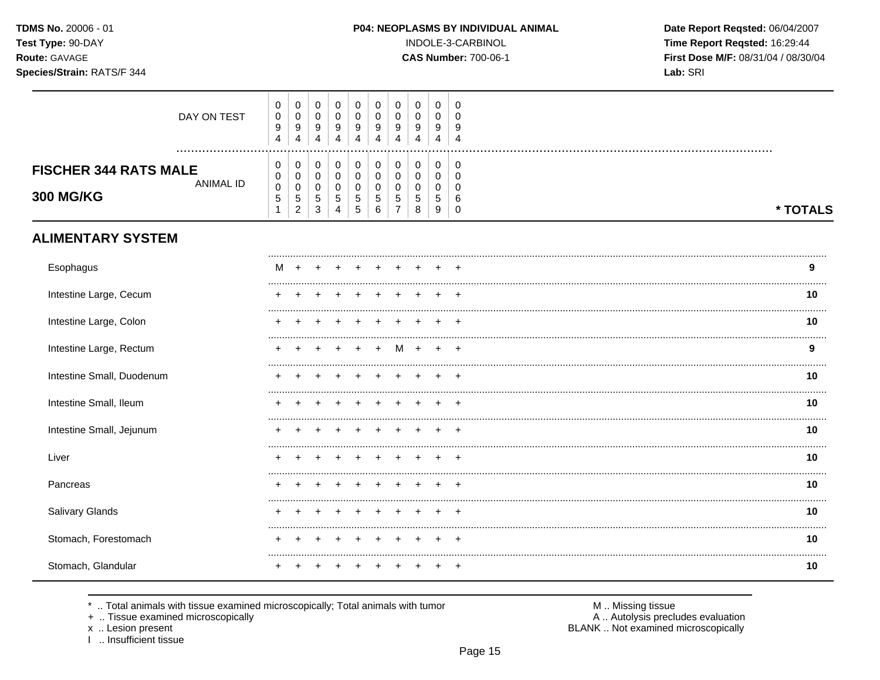**TDMS No.** 20006 - 01
**Test Type:** 90-DAY
**Route:** GAVAGE
**Species/Strain:** RATS/F 344

**P04: NEOPLASMS BY INDIVIDUAL ANIMAL**
INDOLE-3-CARBINOL
**CAS Number:** 700-06-1

**Date Report Reqsted:** 06/04/2007
**Time Report Reqsted:** 16:29:44
**First Dose M/F:** 08/31/04 / 08/30/04
**Lab:** SRI

| DAY ON TEST | 0094 | 0094 | 0094 | 0094 | 0094 | 0094 | 0094 | 0094 | 0094 | 0094 | |
|---|---|---|---|---|---|---|---|---|---|---|---|
| **FISCHER 344 RATS MALE 300 MG/KG** ANIMAL ID | 00051 | 00052 | 00053 | 00054 | 00055 | 00056 | 00057 | 00058 | 00059 | 00060 | *** TOTALS** |
| **ALIMENTARY SYSTEM** | | | | | | | | | | | |
| Esophagus | M | + | + | + | + | + | + | + | + | + | **9** |
| Intestine Large, Cecum | + | + | + | + | + | + | + | + | + | + | **10** |
| Intestine Large, Colon | + | + | + | + | + | + | + | + | + | + | **10** |
| Intestine Large, Rectum | + | + | + | + | + | + | M | + | + | + | **9** |
| Intestine Small, Duodenum | + | + | + | + | + | + | + | + | + | + | **10** |
| Intestine Small, Ileum | + | + | + | + | + | + | + | + | + | + | **10** |
| Intestine Small, Jejunum | + | + | + | + | + | + | + | + | + | + | **10** |
| Liver | + | + | + | + | + | + | + | + | + | + | **10** |
| Pancreas | + | + | + | + | + | + | + | + | + | + | **10** |
| Salivary Glands | + | + | + | + | + | + | + | + | + | + | **10** |
| Stomach, Forestomach | + | + | + | + | + | + | + | + | + | + | **10** |
| Stomach, Glandular | + | + | + | + | + | + | + | + | + | + | **10** |

* .. Total animals with tissue examined microscopically; Total animals with tumor
+ .. Tissue examined microscopically
x .. Lesion present
I .. Insufficient tissue

M .. Missing tissue
A .. Autolysis precludes evaluation
BLANK .. Not examined microscopically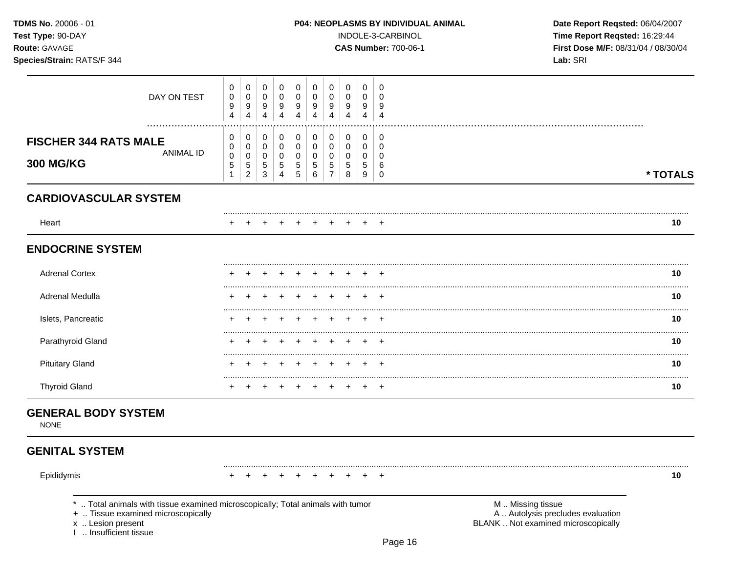**TDMS No.** 20006 - 01
**Test Type:** 90-DAY
**Route:** GAVAGE
**Species/Strain:** RATS/F 344

**P04: NEOPLASMS BY INDIVIDUAL ANIMAL**
INDOLE-3-CARBINOL
**CAS Number:** 700-06-1

**Date Report Reqsted:** 06/04/2007
**Time Report Reqsted:** 16:29:44
**First Dose M/F:** 08/31/04 / 08/30/04
**Lab:** SRI

| DAY ON TEST | 0094 | 0094 | 0094 | 0094 | 0094 | 0094 | 0094 | 0094 | 0094 | 0094 | |
|---|---|---|---|---|---|---|---|---|---|---|---|
| **FISCHER 344 RATS MALE 300 MG/KG** — ANIMAL ID | 00051 | 00052 | 00053 | 00054 | 00055 | 00056 | 00057 | 00058 | 00059 | 00060 | *** TOTALS** |
| **CARDIOVASCULAR SYSTEM** | | | | | | | | | | | |
| Heart | + | + | + | + | + | + | + | + | + | + | 10 |
| **ENDOCRINE SYSTEM** | | | | | | | | | | | |
| Adrenal Cortex | + | + | + | + | + | + | + | + | + | + | 10 |
| Adrenal Medulla | + | + | + | + | + | + | + | + | + | + | 10 |
| Islets, Pancreatic | + | + | + | + | + | + | + | + | + | + | 10 |
| Parathyroid Gland | + | + | + | + | + | + | + | + | + | + | 10 |
| Pituitary Gland | + | + | + | + | + | + | + | + | + | + | 10 |
| Thyroid Gland | + | + | + | + | + | + | + | + | + | + | 10 |
| **GENERAL BODY SYSTEM** | | | | | | | | | | | |
| NONE | | | | | | | | | | | |
| **GENITAL SYSTEM** | | | | | | | | | | | |
| Epididymis | + | + | + | + | + | + | + | + | + | + | 10 |

\* .. Total animals with tissue examined microscopically; Total animals with tumor
\+ .. Tissue examined microscopically
x .. Lesion present
I .. Insufficient tissue

M .. Missing tissue
A .. Autolysis precludes evaluation
BLANK .. Not examined microscopically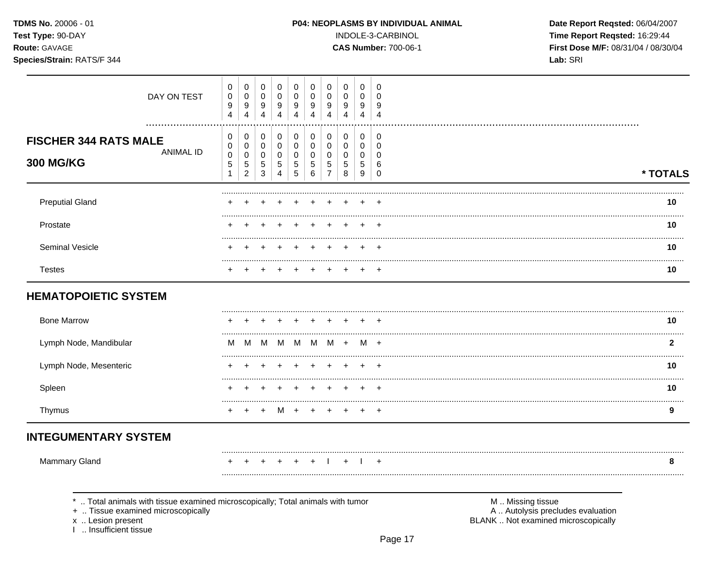**TDMS No.** 20006 - 01
**Test Type:** 90-DAY
**Route:** GAVAGE
**Species/Strain:** RATS/F 344

**P04: NEOPLASMS BY INDIVIDUAL ANIMAL**
INDOLE-3-CARBINOL
**CAS Number:** 700-06-1

**Date Report Reqsted:** 06/04/2007
**Time Report Reqsted:** 16:29:44
**First Dose M/F:** 08/31/04 / 08/30/04
**Lab:** SRI

## FISCHER 344 RATS MALE 300 MG/KG

| DAY ON TEST | 0094 | 0094 | 0094 | 0094 | 0094 | 0094 | 0094 | 0094 | 0094 | 0094 | |
|---|---|---|---|---|---|---|---|---|---|---|---|
| **ANIMAL ID** | 00051 | 00052 | 00053 | 00054 | 00055 | 00056 | 00057 | 00058 | 00059 | 00060 | *** TOTALS** |
| Preputial Gland | + | + | + | + | + | + | + | + | + | + | 10 |
| Prostate | + | + | + | + | + | + | + | + | + | + | 10 |
| Seminal Vesicle | + | + | + | + | + | + | + | + | + | + | 10 |
| Testes | + | + | + | + | + | + | + | + | + | + | 10 |
| **HEMATOPOIETIC SYSTEM** | | | | | | | | | | | |
| Bone Marrow | + | + | + | + | + | + | + | + | + | + | 10 |
| Lymph Node, Mandibular | M | M | M | M | M | M | M | + | M | + | 2 |
| Lymph Node, Mesenteric | + | + | + | + | + | + | + | + | + | + | 10 |
| Spleen | + | + | + | + | + | + | + | + | + | + | 10 |
| Thymus | + | + | + | M | + | + | + | + | + | + | 9 |
| **INTEGUMENTARY SYSTEM** | | | | | | | | | | | |
| Mammary Gland | + | + | + | + | + | + | I | + | I | + | 8 |

\* .. Total animals with tissue examined microscopically; Total animals with tumor
\+ .. Tissue examined microscopically
x .. Lesion present
I .. Insufficient tissue

M .. Missing tissue
A .. Autolysis precludes evaluation
BLANK .. Not examined microscopically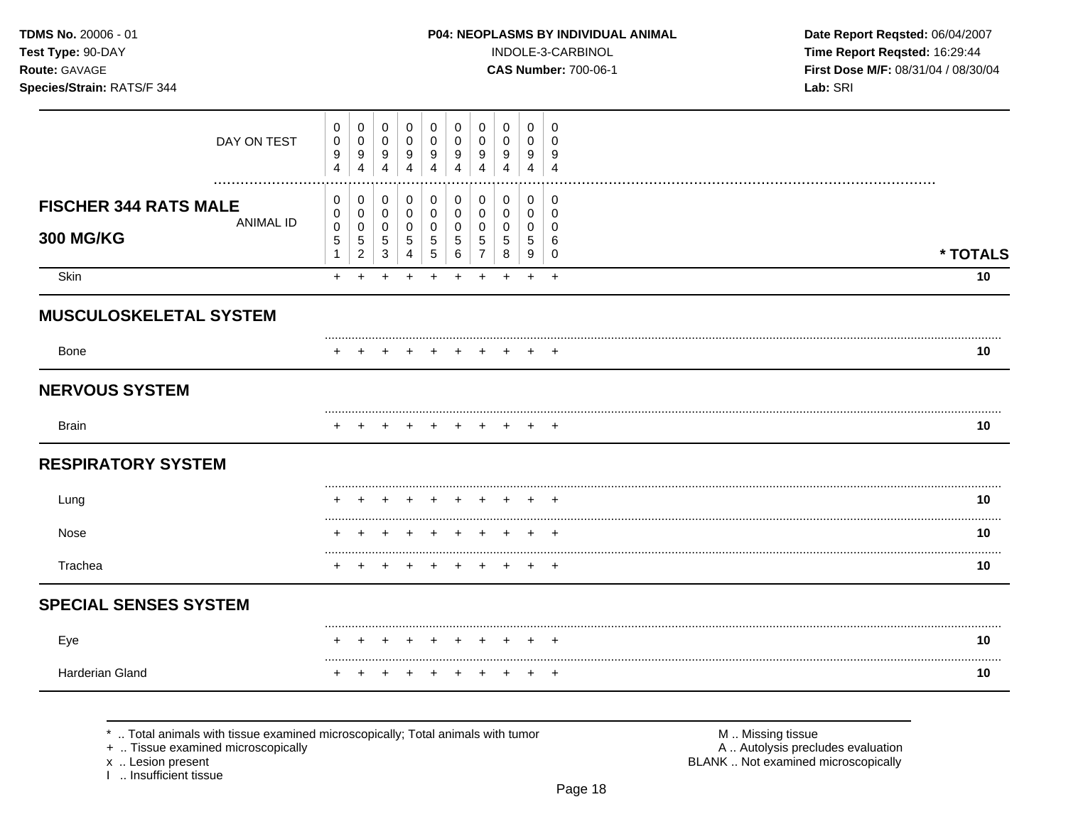**TDMS No.** 20006 - 01
**Test Type:** 90-DAY
**Route:** GAVAGE
**Species/Strain:** RATS/F 344

**P04: NEOPLASMS BY INDIVIDUAL ANIMAL**
INDOLE-3-CARBINOL
**CAS Number:** 700-06-1

**Date Report Reqsted:** 06/04/2007
**Time Report Reqsted:** 16:29:44
**First Dose M/F:** 08/31/04 / 08/30/04
**Lab:** SRI

| | 0051 | 0052 | 0053 | 0054 | 0055 | 0056 | 0057 | 0058 | 0059 | 0060 | |
|---|---|---|---|---|---|---|---|---|---|---|---|
| DAY ON TEST | 0094 | 0094 | 0094 | 0094 | 0094 | 0094 | 0094 | 0094 | 0094 | 0094 | |
| **FISCHER 344 RATS MALE 300 MG/KG** — ANIMAL ID | 0051 | 0052 | 0053 | 0054 | 0055 | 0056 | 0057 | 0058 | 0059 | 0060 | *** TOTALS** |
| Skin | + | + | + | + | + | + | + | + | + | + | **10** |
| **MUSCULOSKELETAL SYSTEM** | | | | | | | | | | | |
| Bone | + | + | + | + | + | + | + | + | + | + | **10** |
| **NERVOUS SYSTEM** | | | | | | | | | | | |
| Brain | + | + | + | + | + | + | + | + | + | + | **10** |
| **RESPIRATORY SYSTEM** | | | | | | | | | | | |
| Lung | + | + | + | + | + | + | + | + | + | + | **10** |
| Nose | + | + | + | + | + | + | + | + | + | + | **10** |
| Trachea | + | + | + | + | + | + | + | + | + | + | **10** |
| **SPECIAL SENSES SYSTEM** | | | | | | | | | | | |
| Eye | + | + | + | + | + | + | + | + | + | + | **10** |
| Harderian Gland | + | + | + | + | + | + | + | + | + | + | **10** |

\* .. Total animals with tissue examined microscopically; Total animals with tumor
\+ .. Tissue examined microscopically
x .. Lesion present
I .. Insufficient tissue

M .. Missing tissue
A .. Autolysis precludes evaluation
BLANK .. Not examined microscopically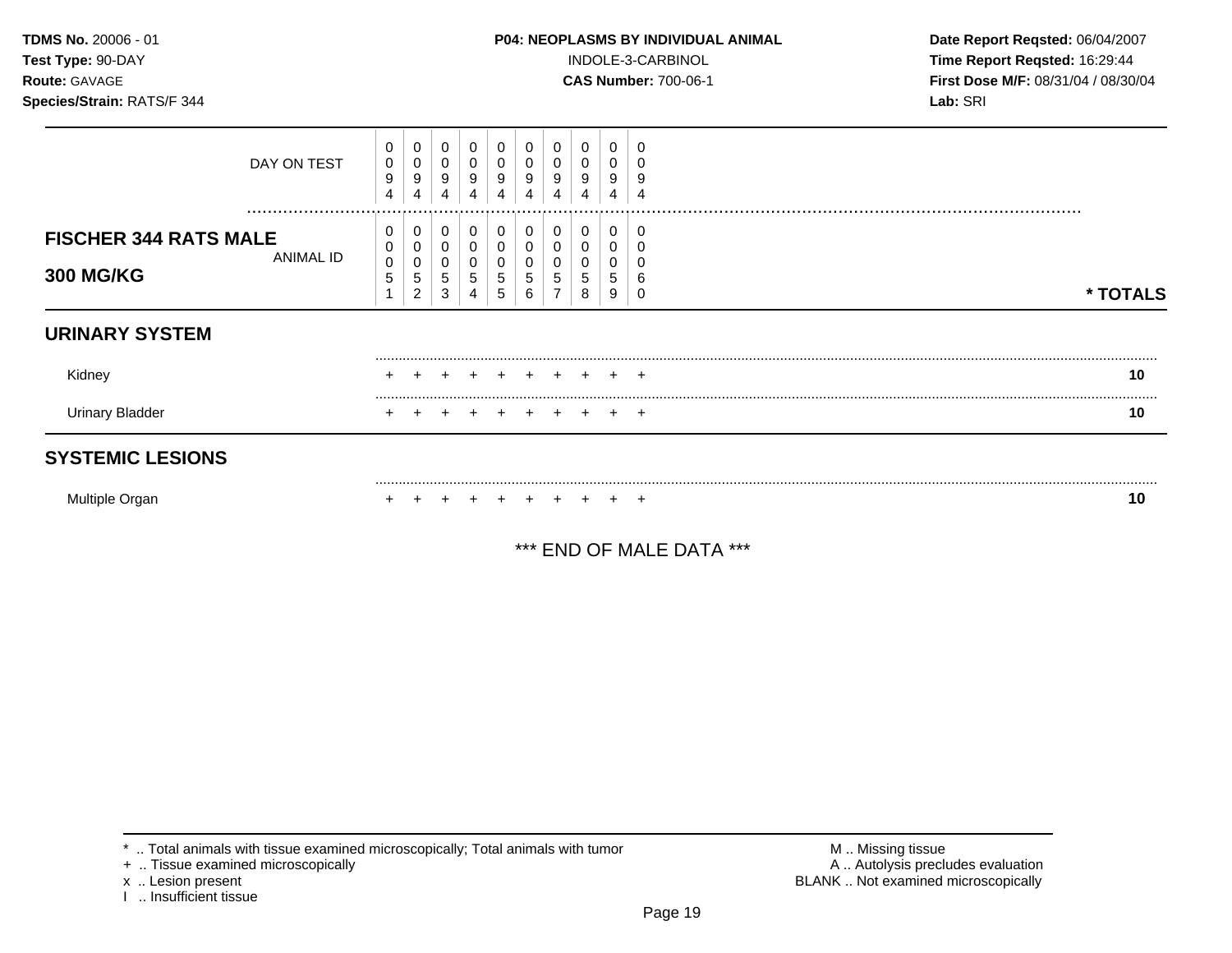**TDMS No.** 20006 - 01
**Test Type:** 90-DAY
**Route:** GAVAGE
**Species/Strain:** RATS/F 344

**P04: NEOPLASMS BY INDIVIDUAL ANIMAL**
INDOLE-3-CARBINOL
**CAS Number:** 700-06-1

**Date Report Reqsted:** 06/04/2007
**Time Report Reqsted:** 16:29:44
**First Dose M/F:** 08/31/04 / 08/30/04
**Lab:** SRI

| | | | | | | | | | | | |
|---|---|---|---|---|---|---|---|---|---|---|---|
| DAY ON TEST | 0094 | 0094 | 0094 | 0094 | 0094 | 0094 | 0094 | 0094 | 0094 | 0094 | |
| **FISCHER 344 RATS MALE** ANIMAL ID **300 MG/KG** | 00051 | 00052 | 00053 | 00054 | 00055 | 00056 | 00057 | 00058 | 00059 | 00060 | *** TOTALS** |
| **URINARY SYSTEM** | | | | | | | | | | | |
| Kidney | + | + | + | + | + | + | + | + | + | + | **10** |
| Urinary Bladder | + | + | + | + | + | + | + | + | + | + | **10** |
| **SYSTEMIC LESIONS** | | | | | | | | | | | |
| Multiple Organ | + | + | + | + | + | + | + | + | + | + | **10** |

*** END OF MALE DATA ***

* .. Total animals with tissue examined microscopically; Total animals with tumor
+ .. Tissue examined microscopically
x .. Lesion present
I .. Insufficient tissue

M .. Missing tissue
A .. Autolysis precludes evaluation
BLANK .. Not examined microscopically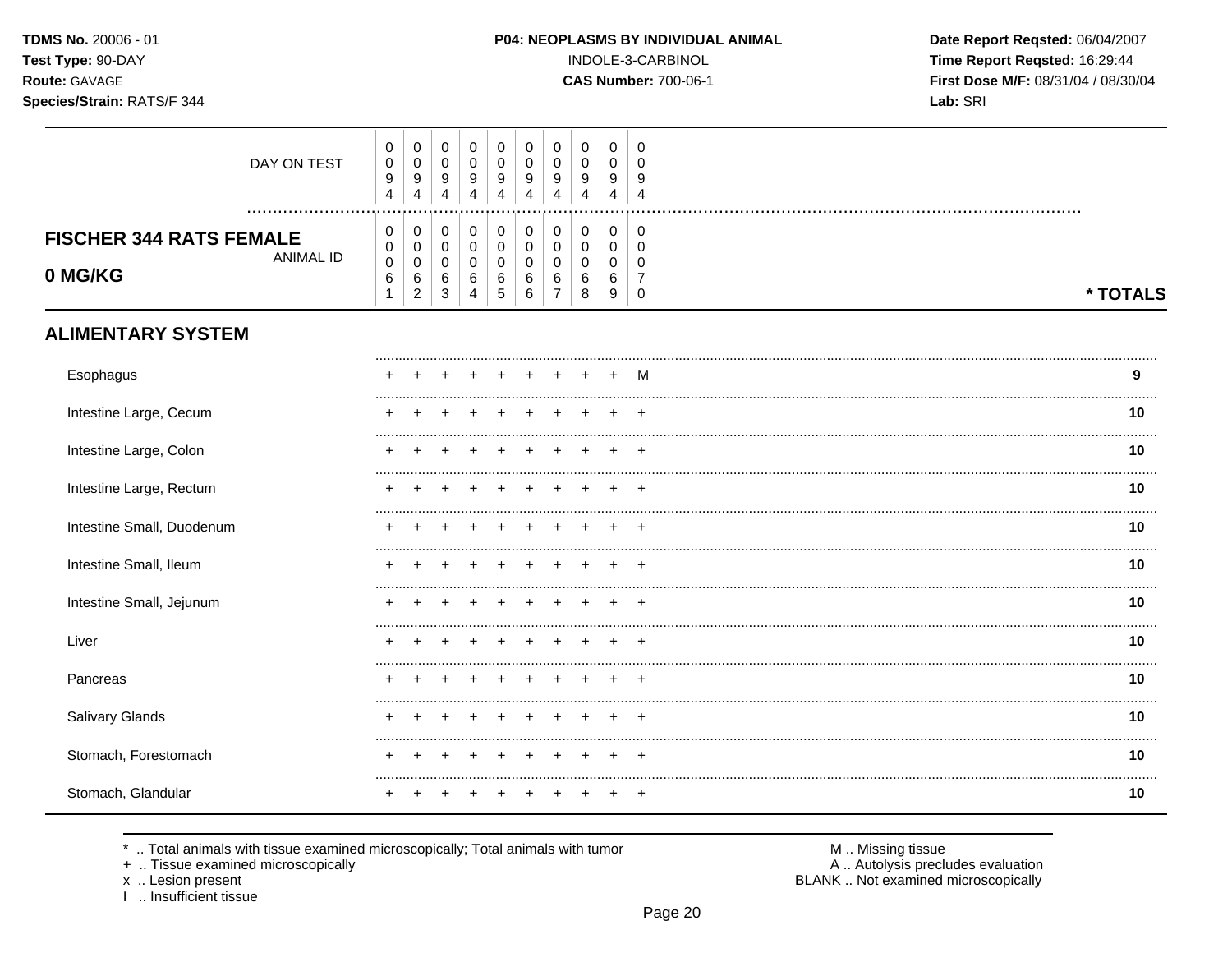TDMS No. 20006 - 01
Test Type: 90-DAY
Route: GAVAGE
Species/Strain: RATS/F 344

**P04: NEOPLASMS BY INDIVIDUAL ANIMAL**
INDOLE-3-CARBINOL
**CAS Number:** 700-06-1

Date Report Reqsted: 06/04/2007
Time Report Reqsted: 16:29:44
First Dose M/F: 08/31/04 / 08/30/04
Lab: SRI

| DAY ON TEST | 0094 | 0094 | 0094 | 0094 | 0094 | 0094 | 0094 | 0094 | 0094 | 0094 | |
|---|---|---|---|---|---|---|---|---|---|---|---|
| **FISCHER 344 RATS FEMALE 0 MG/KG** ANIMAL ID | 00061 | 00062 | 00063 | 00064 | 00065 | 00066 | 00067 | 00068 | 00069 | 00070 | * TOTALS |
| **ALIMENTARY SYSTEM** | | | | | | | | | | | |
| Esophagus | + | + | + | + | + | + | + | + | + | M | 9 |
| Intestine Large, Cecum | + | + | + | + | + | + | + | + | + | + | 10 |
| Intestine Large, Colon | + | + | + | + | + | + | + | + | + | + | 10 |
| Intestine Large, Rectum | + | + | + | + | + | + | + | + | + | + | 10 |
| Intestine Small, Duodenum | + | + | + | + | + | + | + | + | + | + | 10 |
| Intestine Small, Ileum | + | + | + | + | + | + | + | + | + | + | 10 |
| Intestine Small, Jejunum | + | + | + | + | + | + | + | + | + | + | 10 |
| Liver | + | + | + | + | + | + | + | + | + | + | 10 |
| Pancreas | + | + | + | + | + | + | + | + | + | + | 10 |
| Salivary Glands | + | + | + | + | + | + | + | + | + | + | 10 |
| Stomach, Forestomach | + | + | + | + | + | + | + | + | + | + | 10 |
| Stomach, Glandular | + | + | + | + | + | + | + | + | + | + | 10 |

* .. Total animals with tissue examined microscopically; Total animals with tumor
+ .. Tissue examined microscopically
x .. Lesion present
I .. Insufficient tissue

M .. Missing tissue
A .. Autolysis precludes evaluation
BLANK .. Not examined microscopically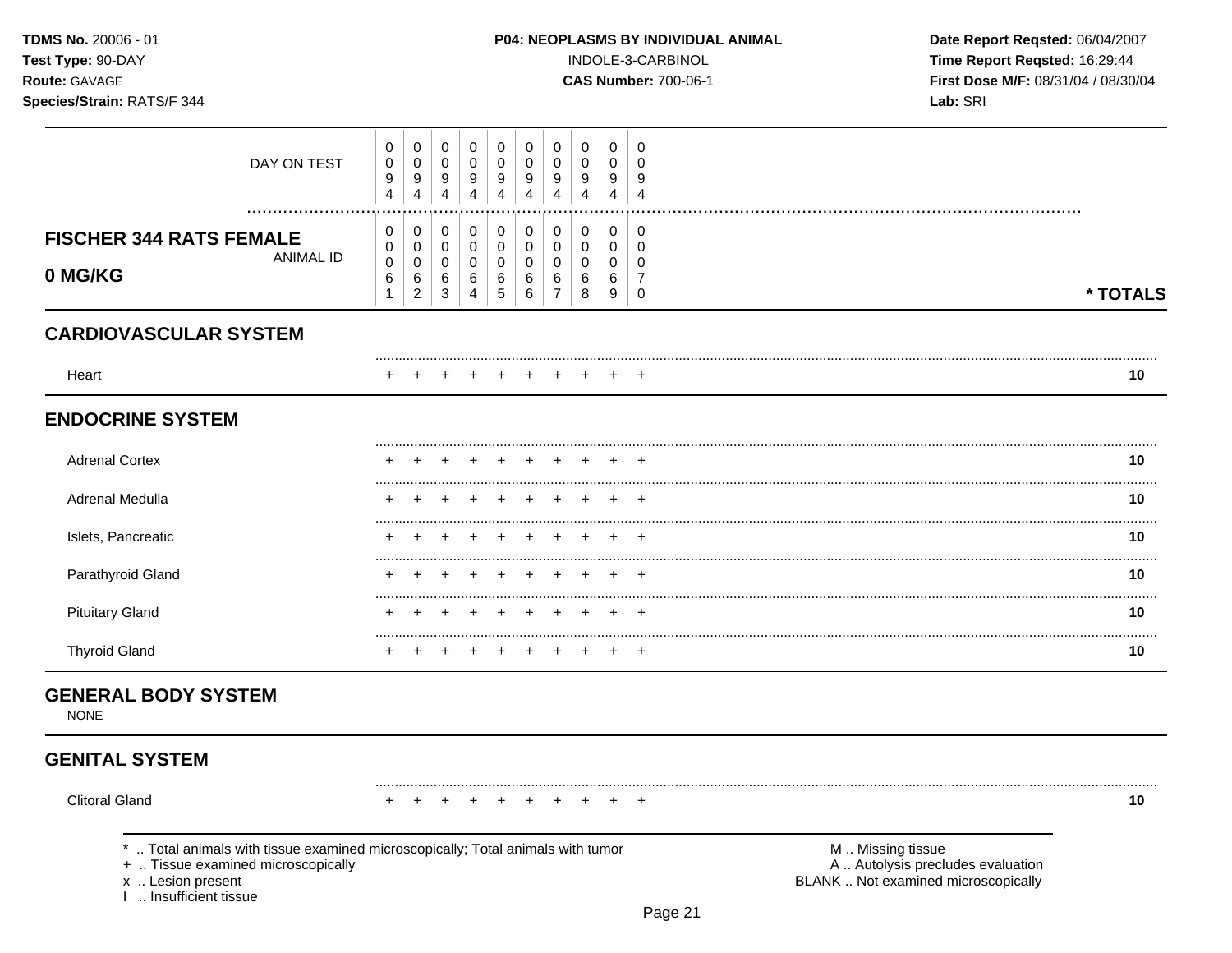**TDMS No.** 20006 - 01
**Test Type:** 90-DAY
**Route:** GAVAGE
**Species/Strain:** RATS/F 344

**P04: NEOPLASMS BY INDIVIDUAL ANIMAL**
INDOLE-3-CARBINOL
**CAS Number:** 700-06-1

**Date Report Reqsted:** 06/04/2007
**Time Report Reqsted:** 16:29:44
**First Dose M/F:** 08/31/04 / 08/30/04
**Lab:** SRI

| DAY ON TEST | 0094 | 0094 | 0094 | 0094 | 0094 | 0094 | 0094 | 0094 | 0094 | 0094 | |
|---|---|---|---|---|---|---|---|---|---|---|---|
| **FISCHER 344 RATS FEMALE 0 MG/KG** ANIMAL ID | 00061 | 00062 | 00063 | 00064 | 00065 | 00066 | 00067 | 00068 | 00069 | 00070 | *** TOTALS** |
| **CARDIOVASCULAR SYSTEM** | | | | | | | | | | | |
| Heart | + | + | + | + | + | + | + | + | + | + | 10 |
| **ENDOCRINE SYSTEM** | | | | | | | | | | | |
| Adrenal Cortex | + | + | + | + | + | + | + | + | + | + | 10 |
| Adrenal Medulla | + | + | + | + | + | + | + | + | + | + | 10 |
| Islets, Pancreatic | + | + | + | + | + | + | + | + | + | + | 10 |
| Parathyroid Gland | + | + | + | + | + | + | + | + | + | + | 10 |
| Pituitary Gland | + | + | + | + | + | + | + | + | + | + | 10 |
| Thyroid Gland | + | + | + | + | + | + | + | + | + | + | 10 |
| **GENERAL BODY SYSTEM** | | | | | | | | | | | |
| NONE | | | | | | | | | | | |
| **GENITAL SYSTEM** | | | | | | | | | | | |
| Clitoral Gland | + | + | + | + | + | + | + | + | + | + | 10 |

\* .. Total animals with tissue examined microscopically; Total animals with tumor
\+ .. Tissue examined microscopically
x .. Lesion present
I .. Insufficient tissue

M .. Missing tissue
A .. Autolysis precludes evaluation
BLANK .. Not examined microscopically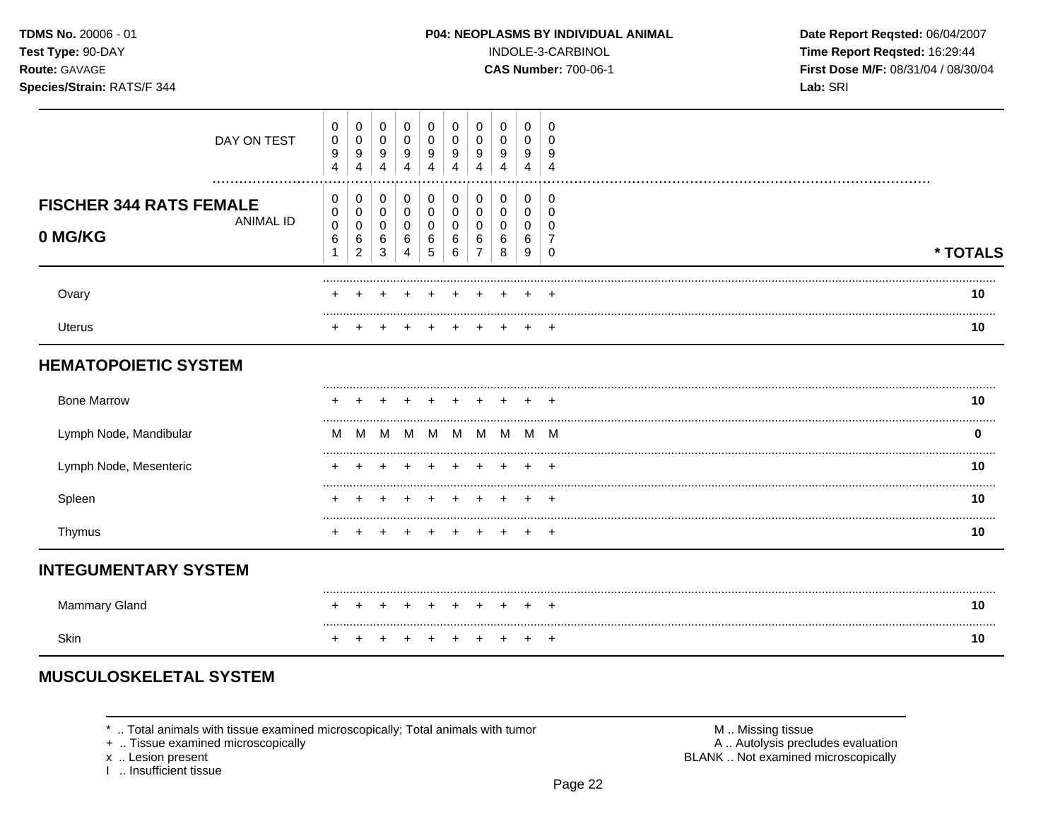**TDMS No.** 20006 - 01
**Test Type:** 90-DAY
**Route:** GAVAGE
**Species/Strain:** RATS/F 344

**P04: NEOPLASMS BY INDIVIDUAL ANIMAL**
INDOLE-3-CARBINOL
**CAS Number:** 700-06-1

**Date Report Reqsted:** 06/04/2007
**Time Report Reqsted:** 16:29:44
**First Dose M/F:** 08/31/04 / 08/30/04
**Lab:** SRI

| DAY ON TEST | 0094 | 0094 | 0094 | 0094 | 0094 | 0094 | 0094 | 0094 | 0094 | 0094 | |
|---|---|---|---|---|---|---|---|---|---|---|---|
| **FISCHER 344 RATS FEMALE 0 MG/KG** ANIMAL ID | 00061 | 00062 | 00063 | 00064 | 00065 | 00066 | 00067 | 00068 | 00069 | 00070 | *** TOTALS** |
| Ovary | + | + | + | + | + | + | + | + | + | + | **10** |
| Uterus | + | + | + | + | + | + | + | + | + | + | **10** |
| **HEMATOPOIETIC SYSTEM** | | | | | | | | | | | |
| Bone Marrow | + | + | + | + | + | + | + | + | + | + | **10** |
| Lymph Node, Mandibular | M | M | M | M | M | M | M | M | M | M | **0** |
| Lymph Node, Mesenteric | + | + | + | + | + | + | + | + | + | + | **10** |
| Spleen | + | + | + | + | + | + | + | + | + | + | **10** |
| Thymus | + | + | + | + | + | + | + | + | + | + | **10** |
| **INTEGUMENTARY SYSTEM** | | | | | | | | | | | |
| Mammary Gland | + | + | + | + | + | + | + | + | + | + | **10** |
| Skin | + | + | + | + | + | + | + | + | + | + | **10** |
| **MUSCULOSKELETAL SYSTEM** | | | | | | | | | | | |

\* .. Total animals with tissue examined microscopically; Total animals with tumor
\+ .. Tissue examined microscopically
x .. Lesion present
I .. Insufficient tissue

M .. Missing tissue
A .. Autolysis precludes evaluation
BLANK .. Not examined microscopically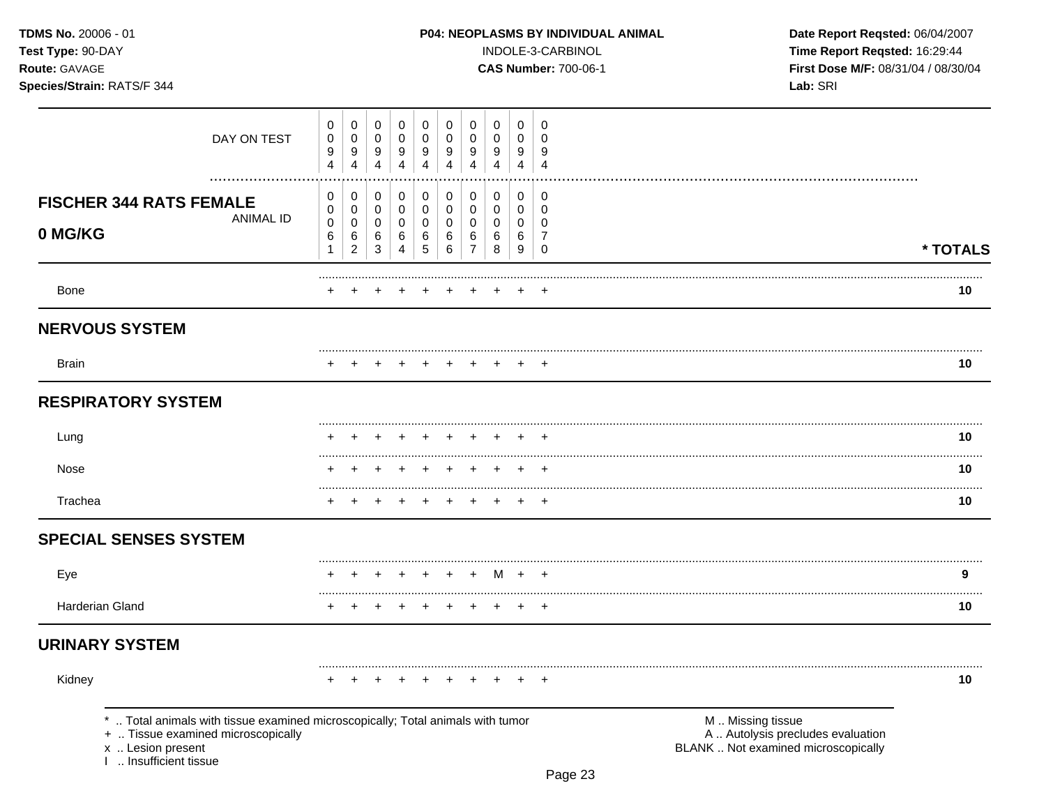**TDMS No.** 20006 - 01
**Test Type:** 90-DAY
**Route:** GAVAGE
**Species/Strain:** RATS/F 344

**P04: NEOPLASMS BY INDIVIDUAL ANIMAL**
INDOLE-3-CARBINOL
**CAS Number:** 700-06-1

**Date Report Reqsted:** 06/04/2007
**Time Report Reqsted:** 16:29:44
**First Dose M/F:** 08/31/04 / 08/30/04
**Lab:** SRI

| DAY ON TEST | 0094 | 0094 | 0094 | 0094 | 0094 | 0094 | 0094 | 0094 | 0094 | 0094 | |
|---|---|---|---|---|---|---|---|---|---|---|---|
| **FISCHER 344 RATS FEMALE 0 MG/KG** ANIMAL ID | 00061 | 00062 | 00063 | 00064 | 00065 | 00066 | 00067 | 00068 | 00069 | 00070 | *** TOTALS** |
| Bone | + | + | + | + | + | + | + | + | + | + | **10** |
| **NERVOUS SYSTEM** | | | | | | | | | | | |
| Brain | + | + | + | + | + | + | + | + | + | + | **10** |
| **RESPIRATORY SYSTEM** | | | | | | | | | | | |
| Lung | + | + | + | + | + | + | + | + | + | + | **10** |
| Nose | + | + | + | + | + | + | + | + | + | + | **10** |
| Trachea | + | + | + | + | + | + | + | + | + | + | **10** |
| **SPECIAL SENSES SYSTEM** | | | | | | | | | | | |
| Eye | + | + | + | + | + | + | + | M | + | + | **9** |
| Harderian Gland | + | + | + | + | + | + | + | + | + | + | **10** |
| **URINARY SYSTEM** | | | | | | | | | | | |
| Kidney | + | + | + | + | + | + | + | + | + | + | **10** |

\* .. Total animals with tissue examined microscopically; Total animals with tumor
\+ .. Tissue examined microscopically
x .. Lesion present
I .. Insufficient tissue

M .. Missing tissue
A .. Autolysis precludes evaluation
BLANK .. Not examined microscopically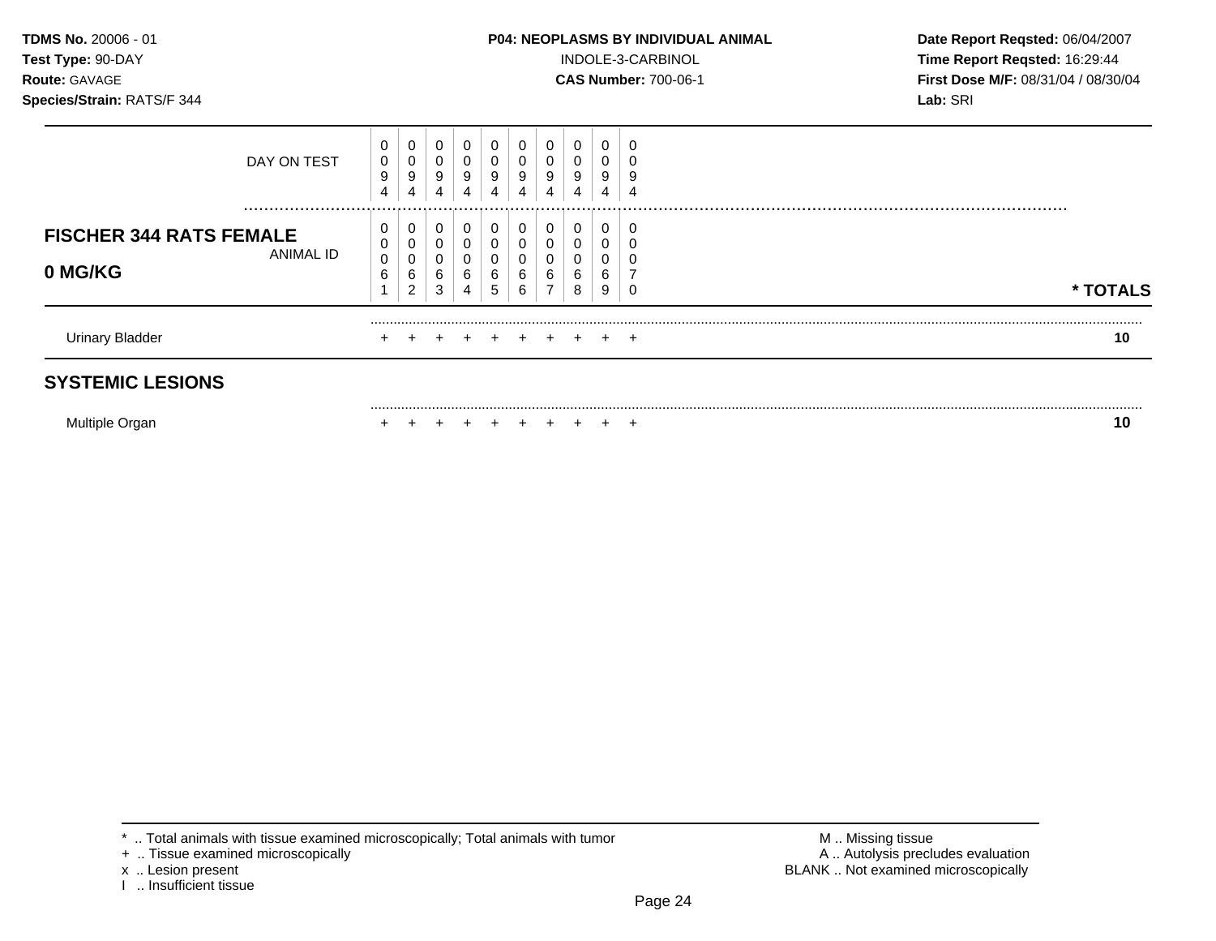**TDMS No.** 20006 - 01
**Test Type:** 90-DAY
**Route:** GAVAGE
**Species/Strain:** RATS/F 344

**P04: NEOPLASMS BY INDIVIDUAL ANIMAL**
INDOLE-3-CARBINOL
**CAS Number:** 700-06-1

**Date Report Reqsted:** 06/04/2007
**Time Report Reqsted:** 16:29:44
**First Dose M/F:** 08/31/04 / 08/30/04
**Lab:** SRI

| DAY ON TEST | 0094 | 0094 | 0094 | 0094 | 0094 | 0094 | 0094 | 0094 | 0094 | 0094 | |
|---|---|---|---|---|---|---|---|---|---|---|---|
| **FISCHER 344 RATS FEMALE 0 MG/KG** ANIMAL ID | 00061 | 00062 | 00063 | 00064 | 00065 | 00066 | 00067 | 00068 | 00069 | 00070 | *** TOTALS** |
| Urinary Bladder | + | + | + | + | + | + | + | + | + | + | **10** |
| **SYSTEMIC LESIONS** | | | | | | | | | | | |
| Multiple Organ | + | + | + | + | + | + | + | + | + | + | **10** |

\* .. Total animals with tissue examined microscopically; Total animals with tumor
\+ .. Tissue examined microscopically
x .. Lesion present
I .. Insufficient tissue

M .. Missing tissue
A .. Autolysis precludes evaluation
BLANK .. Not examined microscopically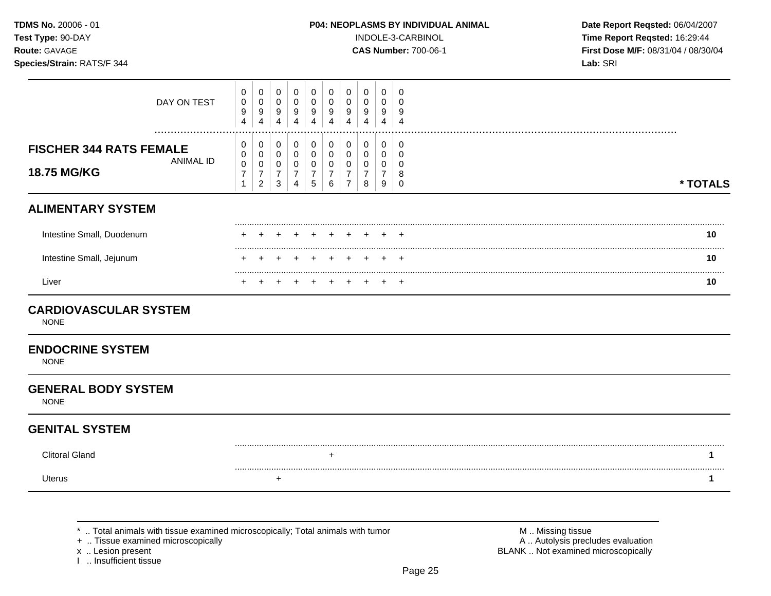**TDMS No.** 20006 - 01
**Test Type:** 90-DAY
**Route:** GAVAGE
**Species/Strain:** RATS/F 344

**P04: NEOPLASMS BY INDIVIDUAL ANIMAL**
INDOLE-3-CARBINOL
**CAS Number:** 700-06-1

**Date Report Reqsted:** 06/04/2007
**Time Report Reqsted:** 16:29:44
**First Dose M/F:** 08/31/04 / 08/30/04
**Lab:** SRI

| | | | | | | | | | | | |
|---|---|---|---|---|---|---|---|---|---|---|---|
| DAY ON TEST | 0094 | 0094 | 0094 | 0094 | 0094 | 0094 | 0094 | 0094 | 0094 | 0094 | |
| **FISCHER 344 RATS FEMALE 18.75 MG/KG** ANIMAL ID | 00071 | 00072 | 00073 | 00074 | 00075 | 00076 | 00077 | 00078 | 00079 | 00080 | *** TOTALS** |
| **ALIMENTARY SYSTEM** | | | | | | | | | | | |
| Intestine Small, Duodenum | + | + | + | + | + | + | + | + | + | + | **10** |
| Intestine Small, Jejunum | + | + | + | + | + | + | + | + | + | + | **10** |
| Liver | + | + | + | + | + | + | + | + | + | + | **10** |
| **CARDIOVASCULAR SYSTEM** | | | | | | | | | | | |
| NONE | | | | | | | | | | | |
| **ENDOCRINE SYSTEM** | | | | | | | | | | | |
| NONE | | | | | | | | | | | |
| **GENERAL BODY SYSTEM** | | | | | | | | | | | |
| NONE | | | | | | | | | | | |
| **GENITAL SYSTEM** | | | | | | | | | | | |
| Clitoral Gland | | | | | | + | | | | | **1** |
| Uterus | | | + | | | | | | | | **1** |

* .. Total animals with tissue examined microscopically; Total animals with tumor
+ .. Tissue examined microscopically
x .. Lesion present
I .. Insufficient tissue

M .. Missing tissue
A .. Autolysis precludes evaluation
BLANK .. Not examined microscopically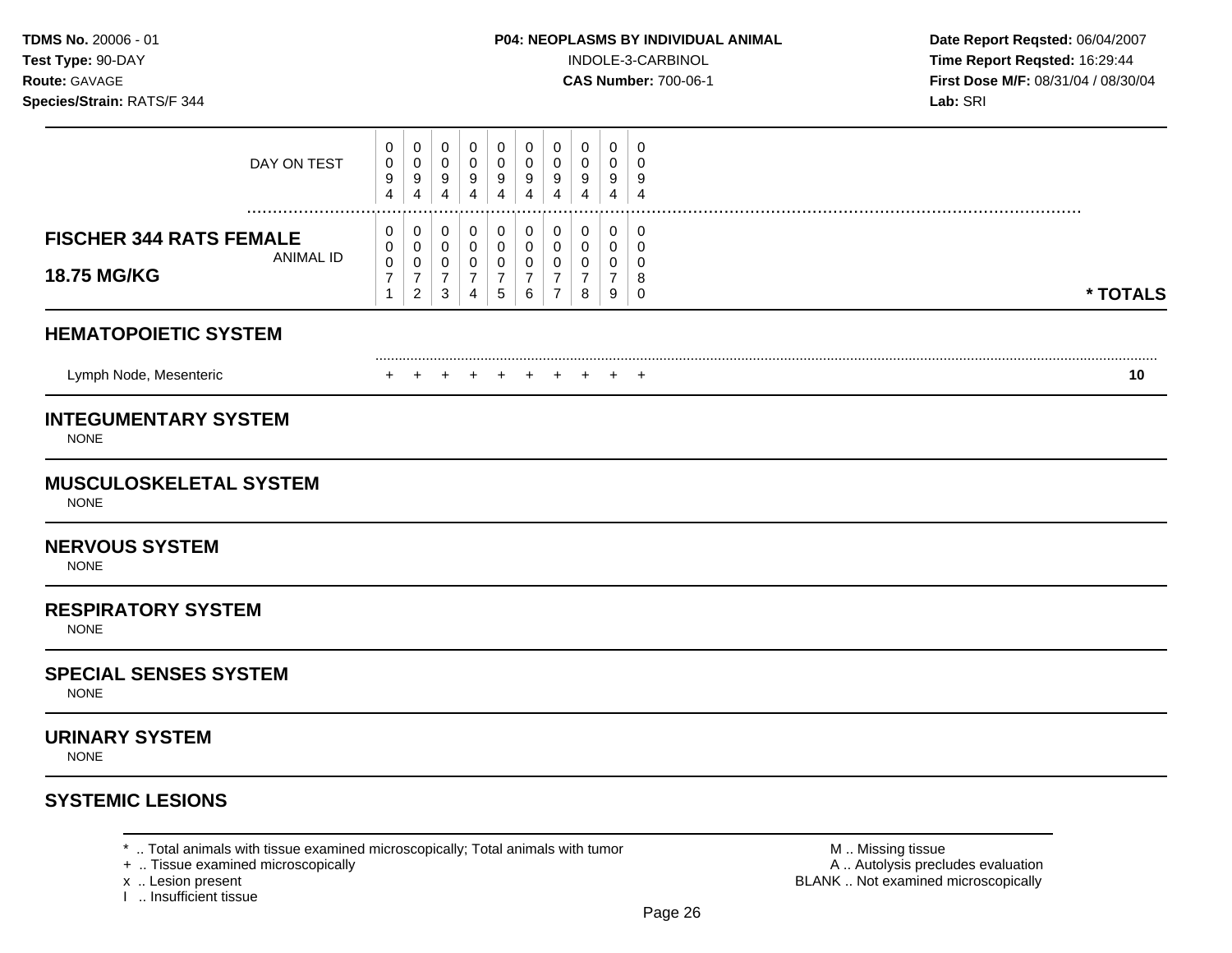**TDMS No.** 20006 - 01
**Test Type:** 90-DAY
**Route:** GAVAGE
**Species/Strain:** RATS/F 344

**P04: NEOPLASMS BY INDIVIDUAL ANIMAL**
INDOLE-3-CARBINOL
**CAS Number:** 700-06-1

**Date Report Reqsted:** 06/04/2007
**Time Report Reqsted:** 16:29:44
**First Dose M/F:** 08/31/04 / 08/30/04
**Lab:** SRI

| DAY ON TEST | 0094 | 0094 | 0094 | 0094 | 0094 | 0094 | 0094 | 0094 | 0094 | 0094 | |
|---|---|---|---|---|---|---|---|---|---|---|---|
| **FISCHER 344 RATS FEMALE 18.75 MG/KG** ANIMAL ID | 00071 | 00072 | 00073 | 00074 | 00075 | 00076 | 00077 | 00078 | 00079 | 00080 | *** TOTALS** |
| **HEMATOPOIETIC SYSTEM** | | | | | | | | | | | |
| Lymph Node, Mesenteric | + | + | + | + | + | + | + | + | + | + | **10** |

## INTEGUMENTARY SYSTEM
NONE

## MUSCULOSKELETAL SYSTEM
NONE

## NERVOUS SYSTEM
NONE

## RESPIRATORY SYSTEM
NONE

## SPECIAL SENSES SYSTEM
NONE

## URINARY SYSTEM
NONE

## SYSTEMIC LESIONS

\* .. Total animals with tissue examined microscopically; Total animals with tumor
\+ .. Tissue examined microscopically
x .. Lesion present
I .. Insufficient tissue

M .. Missing tissue
A .. Autolysis precludes evaluation
BLANK .. Not examined microscopically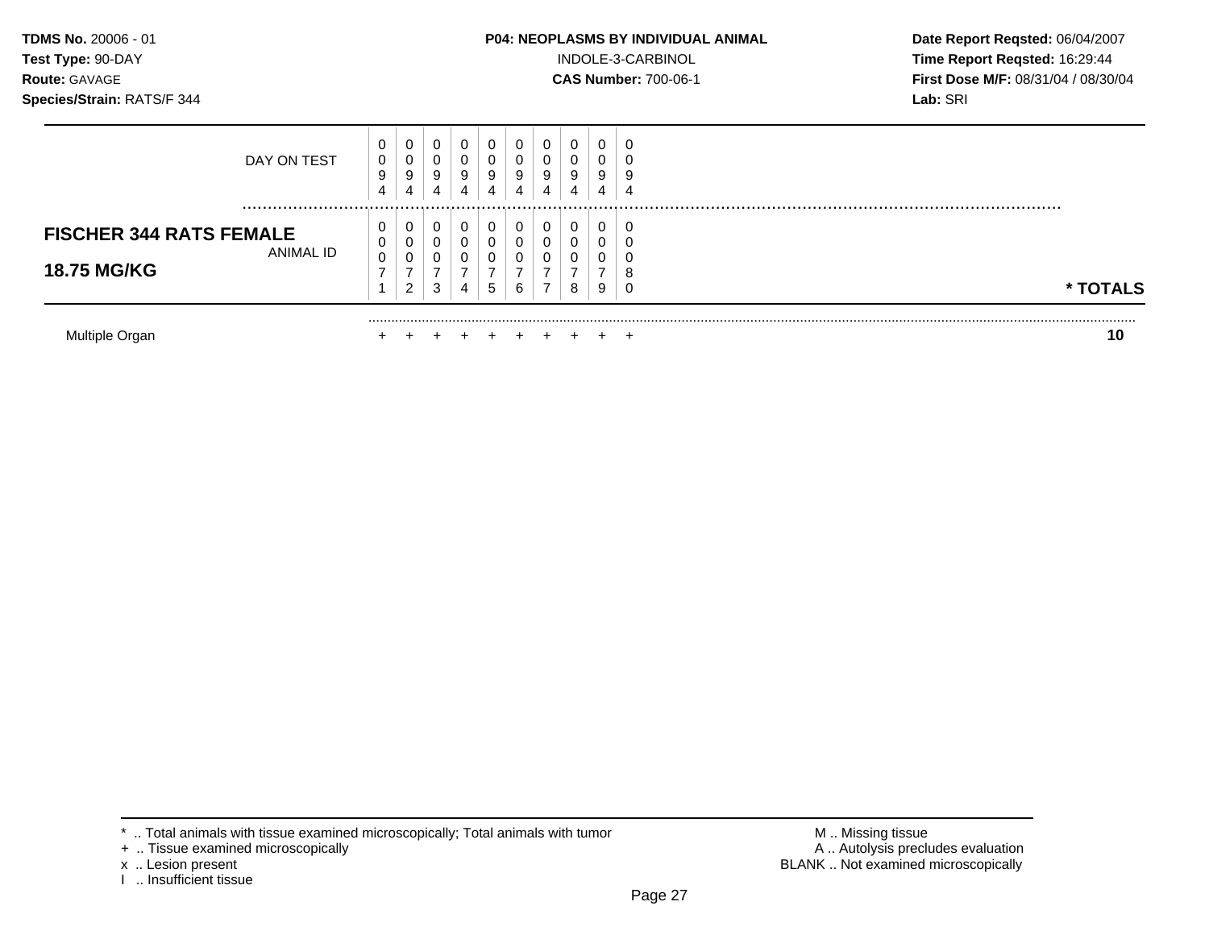**TDMS No.** 20006 - 01
**Test Type:** 90-DAY
**Route:** GAVAGE
**Species/Strain:** RATS/F 344

**P04: NEOPLASMS BY INDIVIDUAL ANIMAL**
INDOLE-3-CARBINOL
**CAS Number:** 700-06-1

**Date Report Reqsted:** 06/04/2007
**Time Report Reqsted:** 16:29:44
**First Dose M/F:** 08/31/04 / 08/30/04
**Lab:** SRI

| DAY ON TEST | 0094 | 0094 | 0094 | 0094 | 0094 | 0094 | 0094 | 0094 | 0094 | 0094 | |
|---|---|---|---|---|---|---|---|---|---|---|---|
| **FISCHER 344 RATS FEMALE 18.75 MG/KG** ANIMAL ID | 00071 | 00072 | 00073 | 00074 | 00075 | 00076 | 00077 | 00078 | 00079 | 00080 | *** TOTALS** |
| Multiple Organ | + | + | + | + | + | + | + | + | + | + | **10** |

* .. Total animals with tissue examined microscopically; Total animals with tumor
+ .. Tissue examined microscopically
x .. Lesion present
I .. Insufficient tissue

M .. Missing tissue
A .. Autolysis precludes evaluation
BLANK .. Not examined microscopically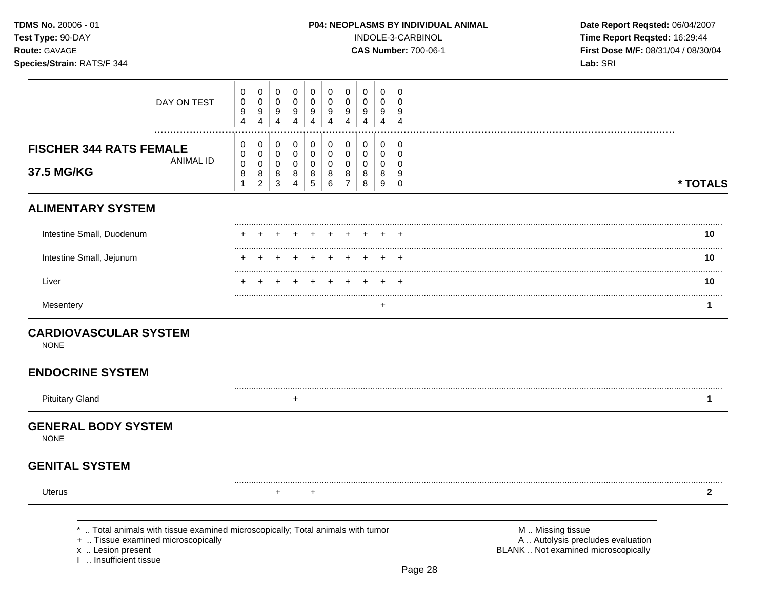**TDMS No.** 20006 - 01
**Test Type:** 90-DAY
**Route:** GAVAGE
**Species/Strain:** RATS/F 344

**P04: NEOPLASMS BY INDIVIDUAL ANIMAL**
INDOLE-3-CARBINOL
**CAS Number:** 700-06-1

**Date Report Reqsted:** 06/04/2007
**Time Report Reqsted:** 16:29:44
**First Dose M/F:** 08/31/04 / 08/30/04
**Lab:** SRI

## FISCHER 344 RATS FEMALE
## 37.5 MG/KG

| DAY ON TEST | 0094 | 0094 | 0094 | 0094 | 0094 | 0094 | 0094 | 0094 | 0094 | 0094 | |
|---|---|---|---|---|---|---|---|---|---|---|---|
| **ANIMAL ID** | **0081** | **0082** | **0083** | **0084** | **0085** | **0086** | **0087** | **0088** | **0089** | **0090** | *** TOTALS** |
| **ALIMENTARY SYSTEM** | | | | | | | | | | | |
| Intestine Small, Duodenum | + | + | + | + | + | + | + | + | + | + | **10** |
| Intestine Small, Jejunum | + | + | + | + | + | + | + | + | + | + | **10** |
| Liver | + | + | + | + | + | + | + | + | + | + | **10** |
| Mesentery | | | | | | | | | + | | **1** |
| **CARDIOVASCULAR SYSTEM** | | | | | | | | | | | |
| NONE | | | | | | | | | | | |
| **ENDOCRINE SYSTEM** | | | | | | | | | | | |
| Pituitary Gland | | | | + | | | | | | | **1** |
| **GENERAL BODY SYSTEM** | | | | | | | | | | | |
| NONE | | | | | | | | | | | |
| **GENITAL SYSTEM** | | | | | | | | | | | |
| Uterus | | | + | | + | | | | | | **2** |

\* .. Total animals with tissue examined microscopically; Total animals with tumor
\+ .. Tissue examined microscopically
x .. Lesion present
I .. Insufficient tissue

M .. Missing tissue
A .. Autolysis precludes evaluation
BLANK .. Not examined microscopically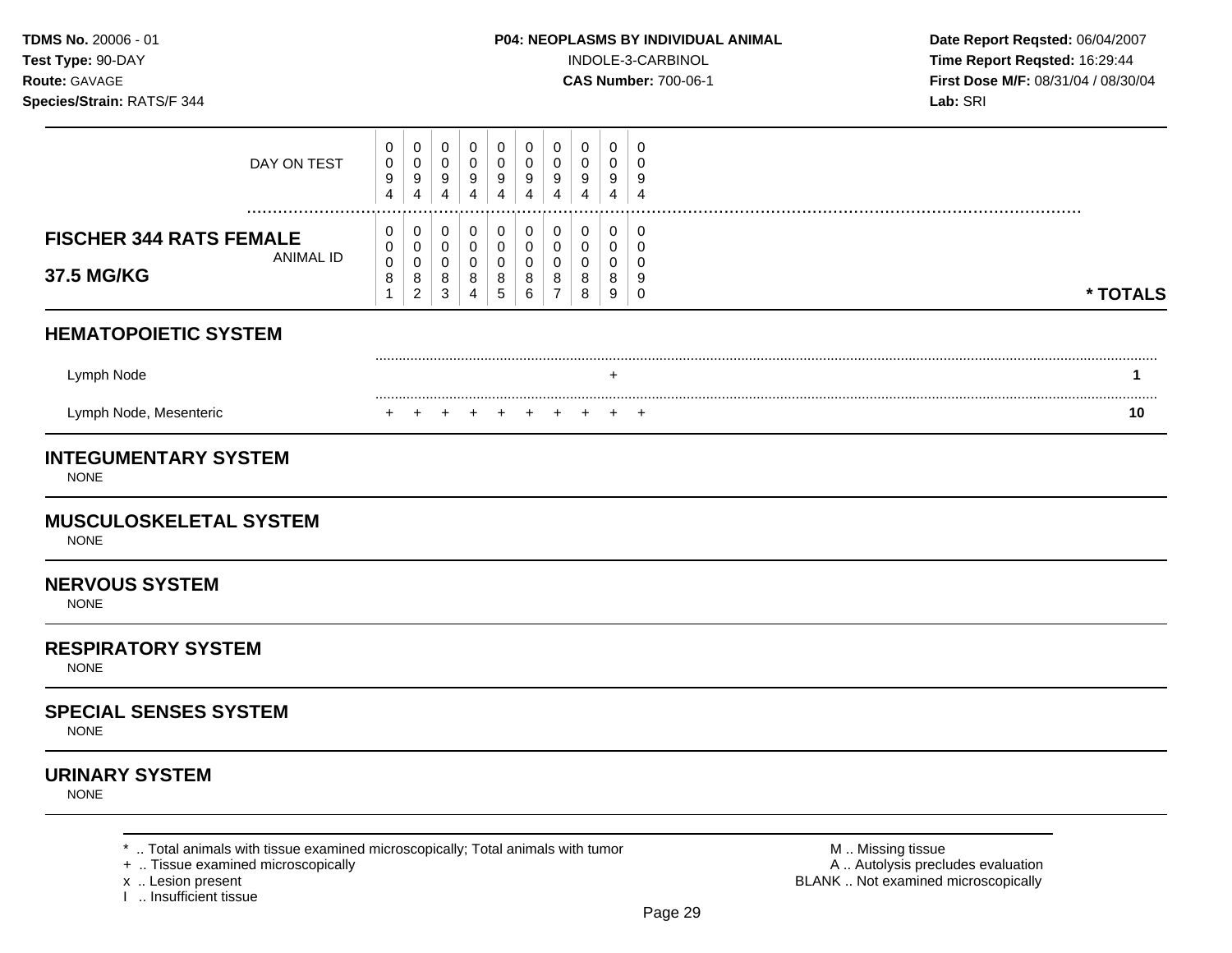**TDMS No.** 20006 - 01
**Test Type:** 90-DAY
**Route:** GAVAGE
**Species/Strain:** RATS/F 344

**P04: NEOPLASMS BY INDIVIDUAL ANIMAL**
INDOLE-3-CARBINOL
**CAS Number:** 700-06-1

**Date Report Reqsted:** 06/04/2007
**Time Report Reqsted:** 16:29:44
**First Dose M/F:** 08/31/04 / 08/30/04
**Lab:** SRI

| DAY ON TEST | 0094 | 0094 | 0094 | 0094 | 0094 | 0094 | 0094 | 0094 | 0094 | 0094 | |
|---|---|---|---|---|---|---|---|---|---|---|---|
| **FISCHER 344 RATS FEMALE 37.5 MG/KG** ANIMAL ID | 00081 | 00082 | 00083 | 00084 | 00085 | 00086 | 00087 | 00088 | 00089 | 00090 | *** TOTALS** |
| **HEMATOPOIETIC SYSTEM** | | | | | | | | | | | |
| Lymph Node | | | | | | | | | + | | **1** |
| Lymph Node, Mesenteric | + | + | + | + | + | + | + | + | + | + | **10** |
| **INTEGUMENTARY SYSTEM** | | | | | | | | | | | |
| NONE | | | | | | | | | | | |
| **MUSCULOSKELETAL SYSTEM** | | | | | | | | | | | |
| NONE | | | | | | | | | | | |
| **NERVOUS SYSTEM** | | | | | | | | | | | |
| NONE | | | | | | | | | | | |
| **RESPIRATORY SYSTEM** | | | | | | | | | | | |
| NONE | | | | | | | | | | | |
| **SPECIAL SENSES SYSTEM** | | | | | | | | | | | |
| NONE | | | | | | | | | | | |
| **URINARY SYSTEM** | | | | | | | | | | | |
| NONE | | | | | | | | | | | |

* .. Total animals with tissue examined microscopically; Total animals with tumor
+ .. Tissue examined microscopically
x .. Lesion present
I .. Insufficient tissue

M .. Missing tissue
A .. Autolysis precludes evaluation
BLANK .. Not examined microscopically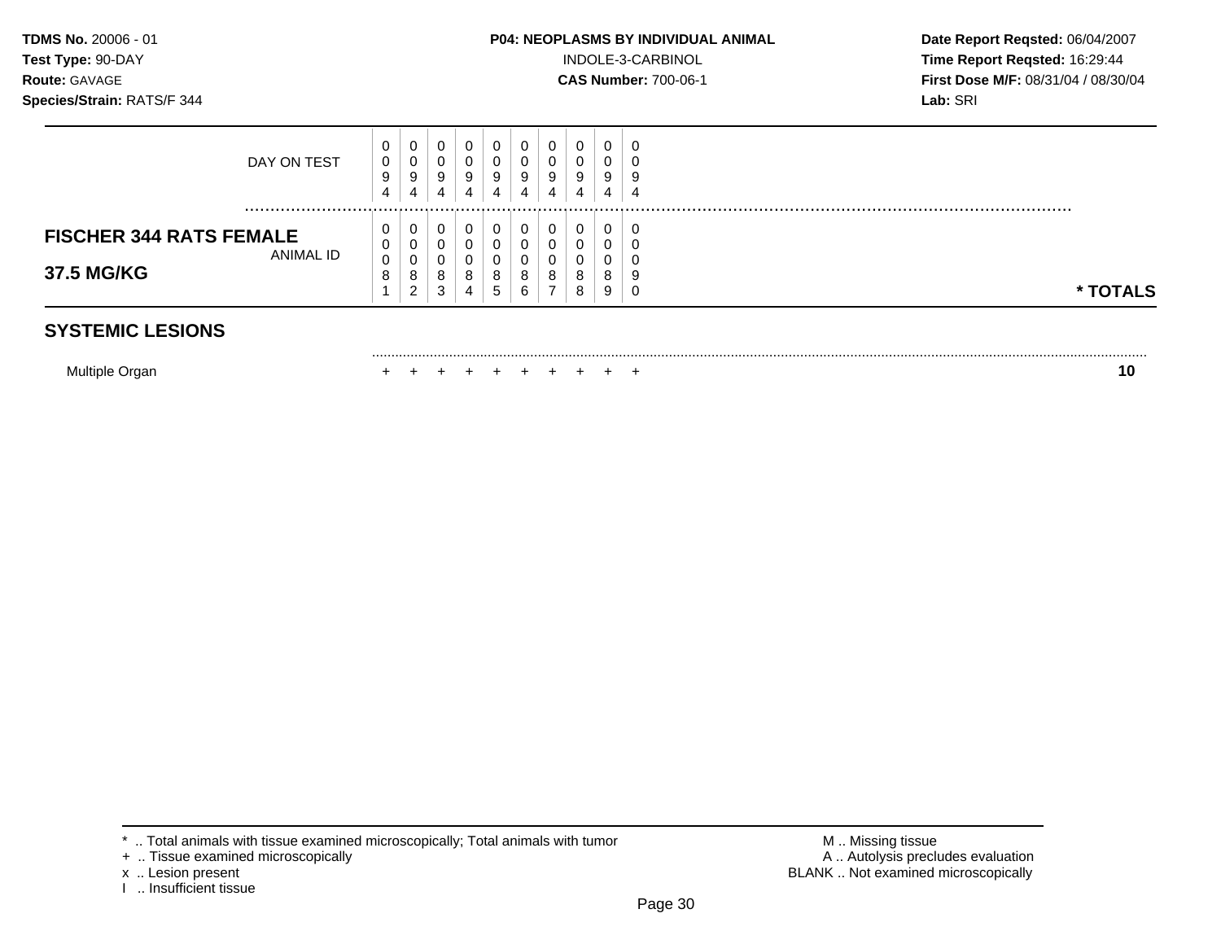**TDMS No.** 20006 - 01
**Test Type:** 90-DAY
**Route:** GAVAGE
**Species/Strain:** RATS/F 344

**P04: NEOPLASMS BY INDIVIDUAL ANIMAL**
INDOLE-3-CARBINOL
**CAS Number:** 700-06-1

**Date Report Reqsted:** 06/04/2007
**Time Report Reqsted:** 16:29:44
**First Dose M/F:** 08/31/04 / 08/30/04
**Lab:** SRI

| | | | | | | | | | | | |
|---|---|---|---|---|---|---|---|---|---|---|---|
| DAY ON TEST | 0094 | 0094 | 0094 | 0094 | 0094 | 0094 | 0094 | 0094 | 0094 | 0094 | |
| **FISCHER 344 RATS FEMALE** **37.5 MG/KG** ANIMAL ID | 00081 | 00082 | 00083 | 00084 | 00085 | 00086 | 00087 | 00088 | 00089 | 00090 | *** TOTALS** |
| **SYSTEMIC LESIONS** | | | | | | | | | | | |
| Multiple Organ | + | + | + | + | + | + | + | + | + | + | **10** |

* .. Total animals with tissue examined microscopically; Total animals with tumor
+ .. Tissue examined microscopically
x .. Lesion present
I .. Insufficient tissue

M .. Missing tissue
A .. Autolysis precludes evaluation
BLANK .. Not examined microscopically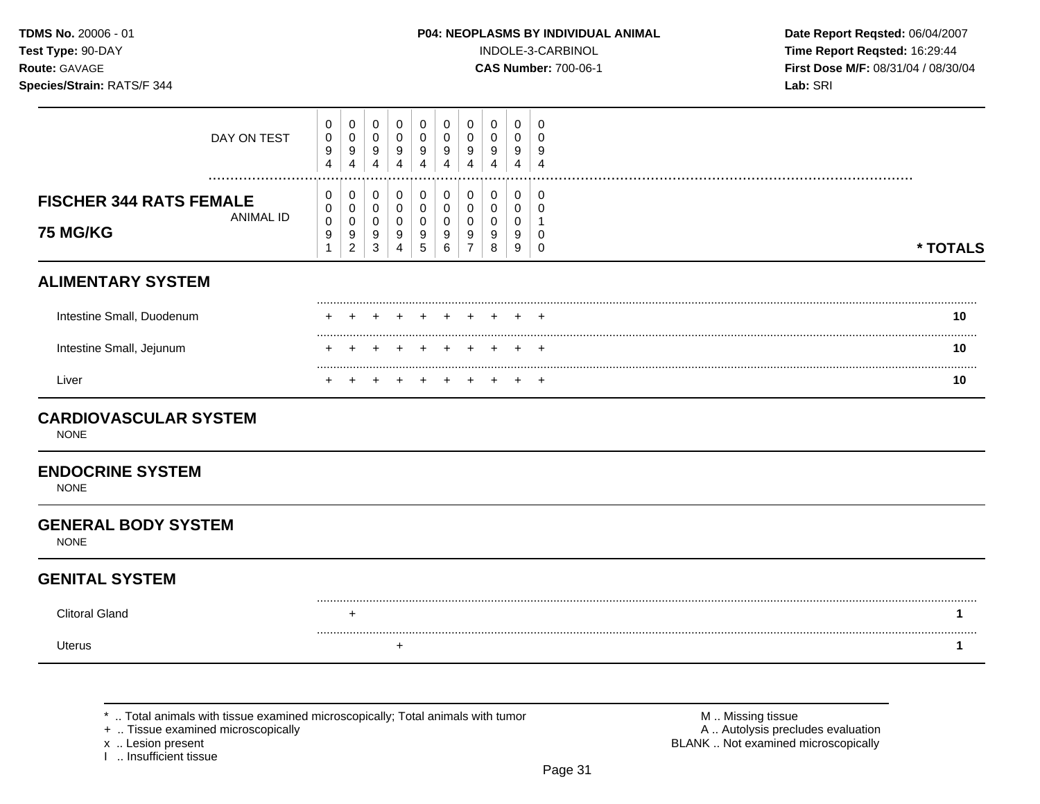**TDMS No.** 20006 - 01
**Test Type:** 90-DAY
**Route:** GAVAGE
**Species/Strain:** RATS/F 344

**P04: NEOPLASMS BY INDIVIDUAL ANIMAL**
INDOLE-3-CARBINOL
**CAS Number:** 700-06-1

**Date Report Reqsted:** 06/04/2007
**Time Report Reqsted:** 16:29:44
**First Dose M/F:** 08/31/04 / 08/30/04
**Lab:** SRI

| DAY ON TEST | 0094 | 0094 | 0094 | 0094 | 0094 | 0094 | 0094 | 0094 | 0094 | 0094 | |
|---|---|---|---|---|---|---|---|---|---|---|---|
| **FISCHER 344 RATS FEMALE 75 MG/KG** — ANIMAL ID | 00091 | 00092 | 00093 | 00094 | 00095 | 00096 | 00097 | 00098 | 00099 | 00100 | *** TOTALS** |
| **ALIMENTARY SYSTEM** | | | | | | | | | | | |
| Intestine Small, Duodenum | + | + | + | + | + | + | + | + | + | + | **10** |
| Intestine Small, Jejunum | + | + | + | + | + | + | + | + | + | + | **10** |
| Liver | + | + | + | + | + | + | + | + | + | + | **10** |
| **CARDIOVASCULAR SYSTEM** | | | | | | | | | | | |
| NONE | | | | | | | | | | | |
| **ENDOCRINE SYSTEM** | | | | | | | | | | | |
| NONE | | | | | | | | | | | |
| **GENERAL BODY SYSTEM** | | | | | | | | | | | |
| NONE | | | | | | | | | | | |
| **GENITAL SYSTEM** | | | | | | | | | | | |
| Clitoral Gland | | + | | | | | | | | | **1** |
| Uterus | | | | + | | | | | | | **1** |

\* .. Total animals with tissue examined microscopically; Total animals with tumor
\+ .. Tissue examined microscopically
x .. Lesion present
I .. Insufficient tissue

M .. Missing tissue
A .. Autolysis precludes evaluation
BLANK .. Not examined microscopically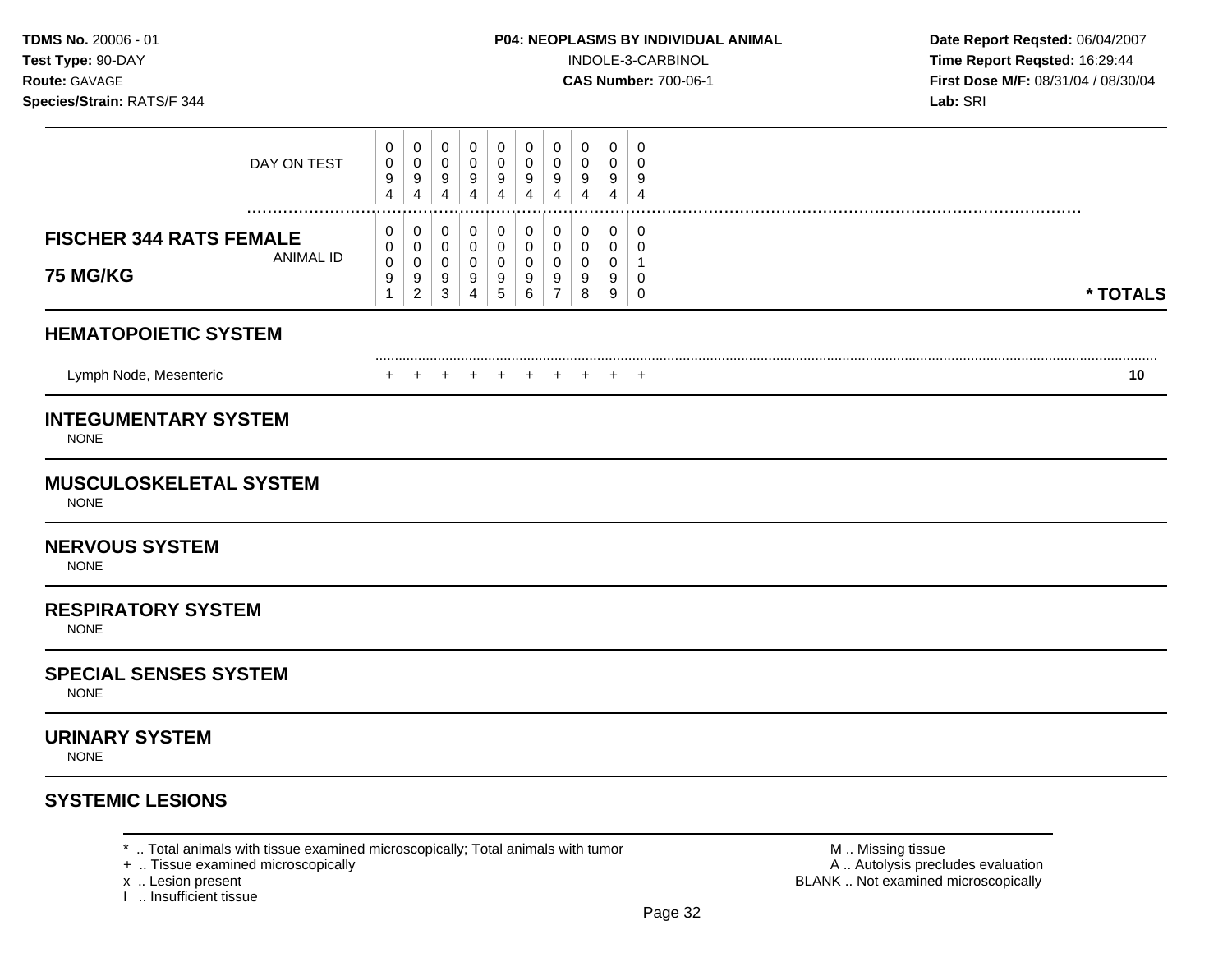**TDMS No.** 20006 - 01
**Test Type:** 90-DAY
**Route:** GAVAGE
**Species/Strain:** RATS/F 344

**P04: NEOPLASMS BY INDIVIDUAL ANIMAL**
INDOLE-3-CARBINOL
**CAS Number:** 700-06-1

**Date Report Reqsted:** 06/04/2007
**Time Report Reqsted:** 16:29:44
**First Dose M/F:** 08/31/04 / 08/30/04
**Lab:** SRI

| DAY ON TEST | 0094 | 0094 | 0094 | 0094 | 0094 | 0094 | 0094 | 0094 | 0094 | 0094 | |
|---|---|---|---|---|---|---|---|---|---|---|---|
| **FISCHER 344 RATS FEMALE 75 MG/KG** ANIMAL ID | 00091 | 00092 | 00093 | 00094 | 00095 | 00096 | 00097 | 00098 | 00099 | 00100 | **\* TOTALS** |
| **HEMATOPOIETIC SYSTEM** | | | | | | | | | | | |
| Lymph Node, Mesenteric | + | + | + | + | + | + | + | + | + | + | **10** |

## INTEGUMENTARY SYSTEM
NONE

## MUSCULOSKELETAL SYSTEM
NONE

## NERVOUS SYSTEM
NONE

## RESPIRATORY SYSTEM
NONE

## SPECIAL SENSES SYSTEM
NONE

## URINARY SYSTEM
NONE

## SYSTEMIC LESIONS

\* .. Total animals with tissue examined microscopically; Total animals with tumor
\+ .. Tissue examined microscopically
x .. Lesion present
I .. Insufficient tissue

M .. Missing tissue
A .. Autolysis precludes evaluation
BLANK .. Not examined microscopically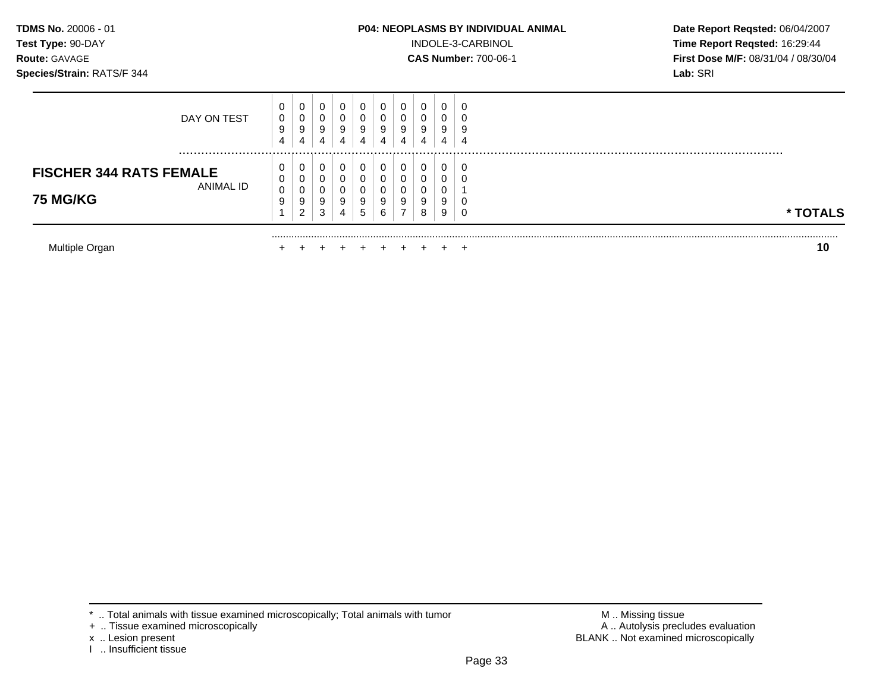**TDMS No.** 20006 - 01
**Test Type:** 90-DAY
**Route:** GAVAGE
**Species/Strain:** RATS/F 344

**P04: NEOPLASMS BY INDIVIDUAL ANIMAL**
INDOLE-3-CARBINOL
**CAS Number:** 700-06-1

**Date Report Reqsted:** 06/04/2007
**Time Report Reqsted:** 16:29:44
**First Dose M/F:** 08/31/04 / 08/30/04
**Lab:** SRI

| **FISCHER 344 RATS FEMALE 75 MG/KG** | | | | | | | | | | | |
|---|---|---|---|---|---|---|---|---|---|---|---|
| DAY ON TEST | 0094 | 0094 | 0094 | 0094 | 0094 | 0094 | 0094 | 0094 | 0094 | 0094 | |
| ANIMAL ID | 00091 | 00092 | 00093 | 00094 | 00095 | 00096 | 00097 | 00098 | 00099 | 00100 | *** TOTALS** |
| Multiple Organ | + | + | + | + | + | + | + | + | + | + | **10** |

\* .. Total animals with tissue examined microscopically; Total animals with tumor
\+ .. Tissue examined microscopically
x .. Lesion present
I .. Insufficient tissue

M .. Missing tissue
A .. Autolysis precludes evaluation
BLANK .. Not examined microscopically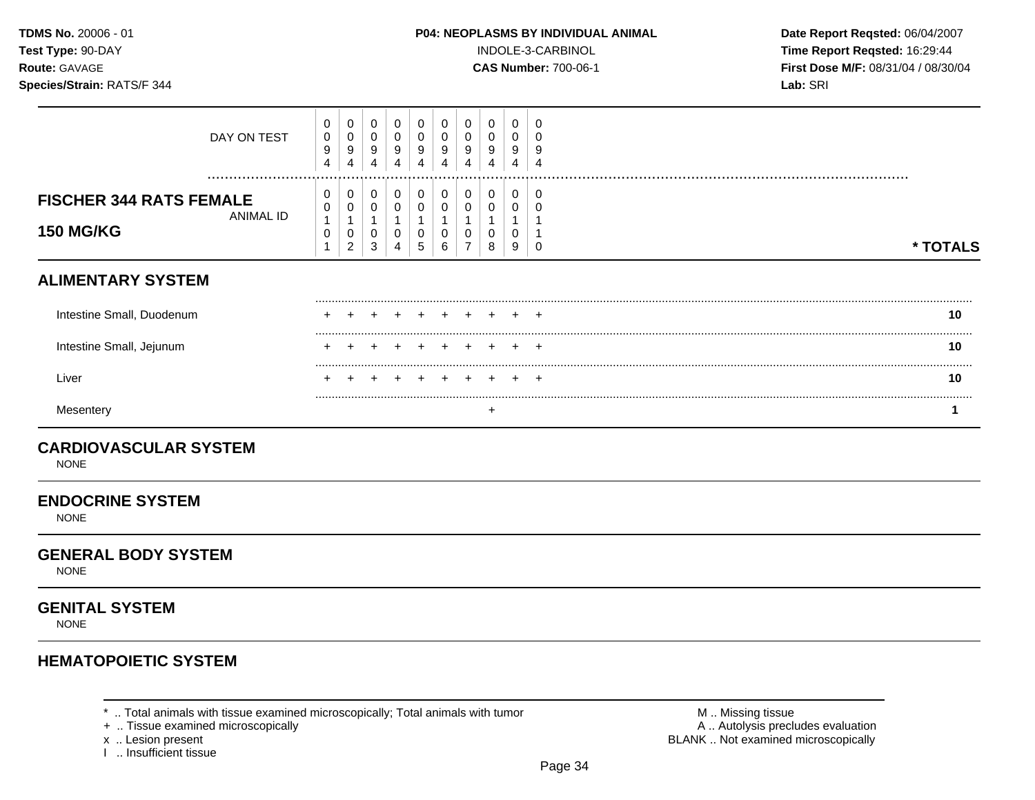**TDMS No.** 20006 - 01
**Test Type:** 90-DAY
**Route:** GAVAGE
**Species/Strain:** RATS/F 344

**P04: NEOPLASMS BY INDIVIDUAL ANIMAL**
INDOLE-3-CARBINOL
**CAS Number:** 700-06-1

**Date Report Reqsted:** 06/04/2007
**Time Report Reqsted:** 16:29:44
**First Dose M/F:** 08/31/04 / 08/30/04
**Lab:** SRI

| DAY ON TEST | 0094 | 0094 | 0094 | 0094 | 0094 | 0094 | 0094 | 0094 | 0094 | 0094 | |
|---|---|---|---|---|---|---|---|---|---|---|---|
| **FISCHER 344 RATS FEMALE 150 MG/KG** ANIMAL ID | 00101 | 00102 | 00103 | 00104 | 00105 | 00106 | 00107 | 00108 | 00109 | 00110 | **\* TOTALS** |
| **ALIMENTARY SYSTEM** | | | | | | | | | | | |
| Intestine Small, Duodenum | + | + | + | + | + | + | + | + | + | + | **10** |
| Intestine Small, Jejunum | + | + | + | + | + | + | + | + | + | + | **10** |
| Liver | + | + | + | + | + | + | + | + | + | + | **10** |
| Mesentery | | | | | | | | + | | | **1** |
| **CARDIOVASCULAR SYSTEM** | | | | | | | | | | | |
| NONE | | | | | | | | | | | |
| **ENDOCRINE SYSTEM** | | | | | | | | | | | |
| NONE | | | | | | | | | | | |
| **GENERAL BODY SYSTEM** | | | | | | | | | | | |
| NONE | | | | | | | | | | | |
| **GENITAL SYSTEM** | | | | | | | | | | | |
| NONE | | | | | | | | | | | |
| **HEMATOPOIETIC SYSTEM** | | | | | | | | | | | |

\* .. Total animals with tissue examined microscopically; Total animals with tumor
\+ .. Tissue examined microscopically
x .. Lesion present
I .. Insufficient tissue

M .. Missing tissue
A .. Autolysis precludes evaluation
BLANK .. Not examined microscopically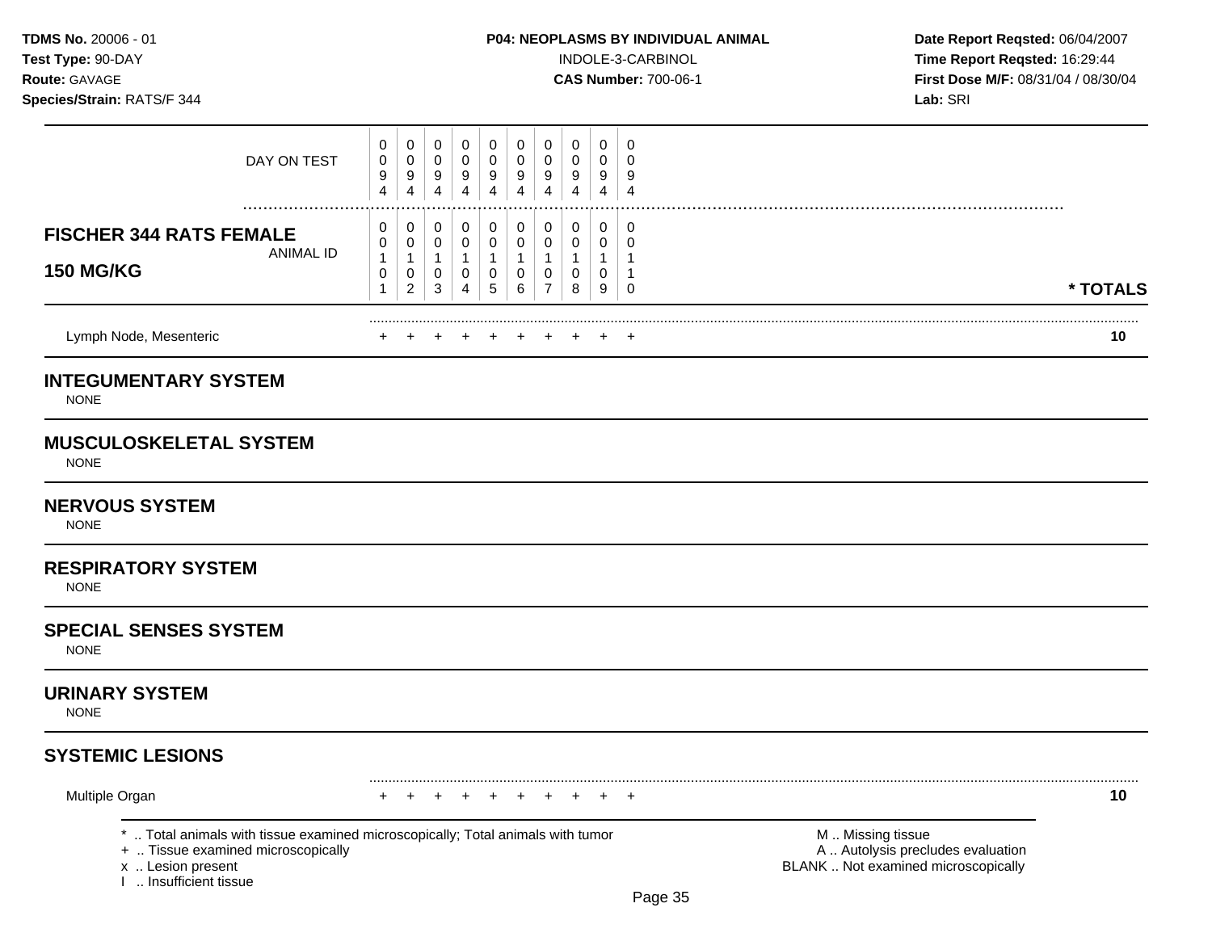**TDMS No.** 20006 - 01
**Test Type:** 90-DAY
**Route:** GAVAGE
**Species/Strain:** RATS/F 344

**P04: NEOPLASMS BY INDIVIDUAL ANIMAL**
INDOLE-3-CARBINOL
**CAS Number:** 700-06-1

**Date Report Reqsted:** 06/04/2007
**Time Report Reqsted:** 16:29:44
**First Dose M/F:** 08/31/04 / 08/30/04
**Lab:** SRI

| | | | | | | | | | | | |
|---|---|---|---|---|---|---|---|---|---|---|---|
| DAY ON TEST | 0094 | 0094 | 0094 | 0094 | 0094 | 0094 | 0094 | 0094 | 0094 | 0094 | |
| **FISCHER 344 RATS FEMALE 150 MG/KG** ANIMAL ID | 00101 | 00102 | 00103 | 00104 | 00105 | 00106 | 00107 | 00108 | 00109 | 00110 | *** TOTALS** |
| Lymph Node, Mesenteric | + | + | + | + | + | + | + | + | + | + | **10** |
| **INTEGUMENTARY SYSTEM** | | | | | | | | | | | |
| NONE | | | | | | | | | | | |
| **MUSCULOSKELETAL SYSTEM** | | | | | | | | | | | |
| NONE | | | | | | | | | | | |
| **NERVOUS SYSTEM** | | | | | | | | | | | |
| NONE | | | | | | | | | | | |
| **RESPIRATORY SYSTEM** | | | | | | | | | | | |
| NONE | | | | | | | | | | | |
| **SPECIAL SENSES SYSTEM** | | | | | | | | | | | |
| NONE | | | | | | | | | | | |
| **URINARY SYSTEM** | | | | | | | | | | | |
| NONE | | | | | | | | | | | |
| **SYSTEMIC LESIONS** | | | | | | | | | | | |
| Multiple Organ | + | + | + | + | + | + | + | + | + | + | **10** |

\* .. Total animals with tissue examined microscopically; Total animals with tumor
\+ .. Tissue examined microscopically
x .. Lesion present
I .. Insufficient tissue

M .. Missing tissue
A .. Autolysis precludes evaluation
BLANK .. Not examined microscopically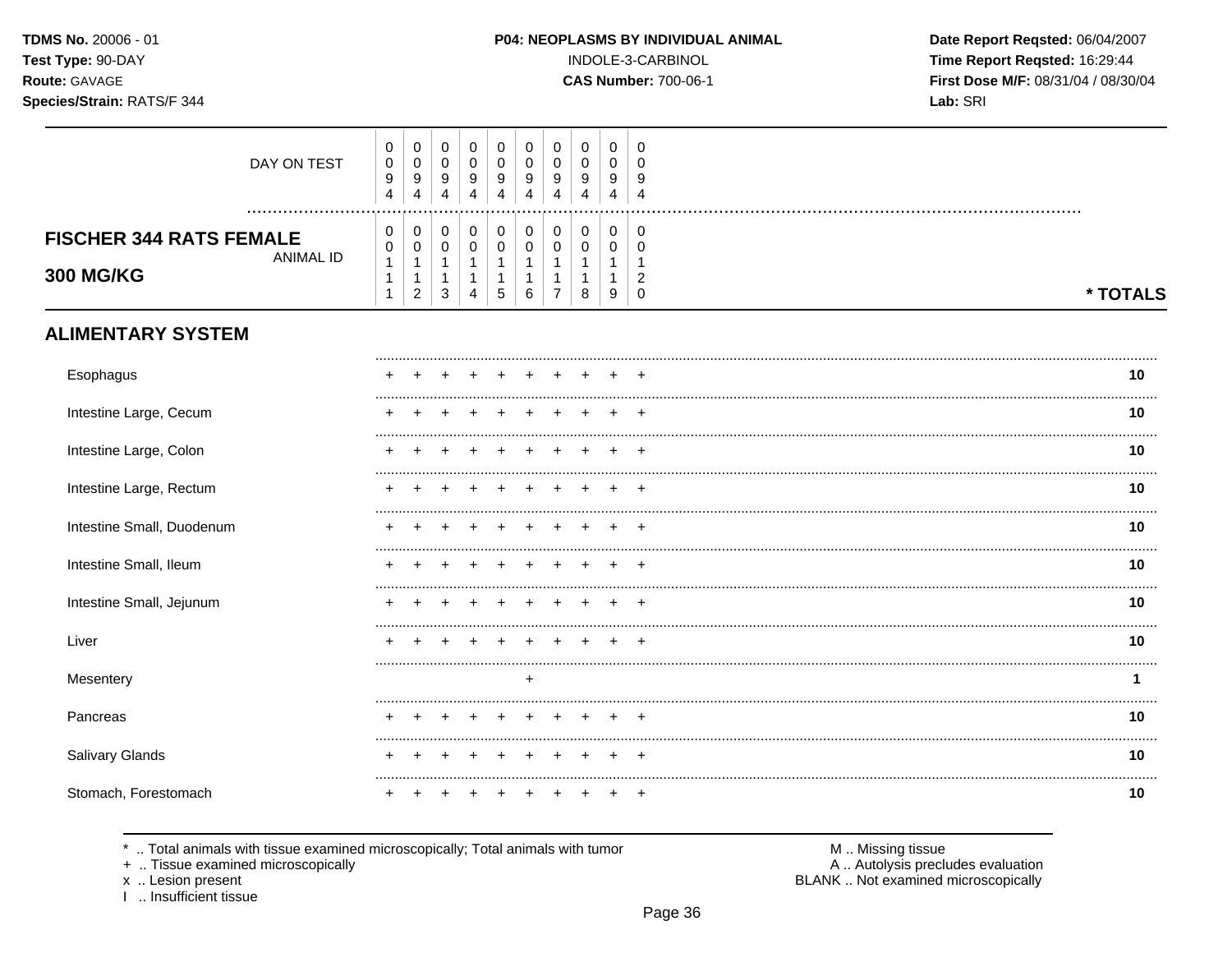**TDMS No.** 20006 - 01
**Test Type:** 90-DAY
**Route:** GAVAGE
**Species/Strain:** RATS/F 344

**P04: NEOPLASMS BY INDIVIDUAL ANIMAL**
INDOLE-3-CARBINOL
**CAS Number:** 700-06-1

**Date Report Reqsted:** 06/04/2007
**Time Report Reqsted:** 16:29:44
**First Dose M/F:** 08/31/04 / 08/30/04
**Lab:** SRI

## FISCHER 344 RATS FEMALE 300 MG/KG

| | | | | | | | | | | | |
|---|---|---|---|---|---|---|---|---|---|---|---|
| DAY ON TEST | 0094 | 0094 | 0094 | 0094 | 0094 | 0094 | 0094 | 0094 | 0094 | 0094 | |
| ANIMAL ID | 00111 | 00112 | 00113 | 00114 | 00115 | 00116 | 00117 | 00118 | 00119 | 00120 | * TOTALS |
| **ALIMENTARY SYSTEM** | | | | | | | | | | | |
| Esophagus | + | + | + | + | + | + | + | + | + | + | 10 |
| Intestine Large, Cecum | + | + | + | + | + | + | + | + | + | + | 10 |
| Intestine Large, Colon | + | + | + | + | + | + | + | + | + | + | 10 |
| Intestine Large, Rectum | + | + | + | + | + | + | + | + | + | + | 10 |
| Intestine Small, Duodenum | + | + | + | + | + | + | + | + | + | + | 10 |
| Intestine Small, Ileum | + | + | + | + | + | + | + | + | + | + | 10 |
| Intestine Small, Jejunum | + | + | + | + | + | + | + | + | + | + | 10 |
| Liver | + | + | + | + | + | + | + | + | + | + | 10 |
| Mesentery | | | | | | + | | | | | 1 |
| Pancreas | + | + | + | + | + | + | + | + | + | + | 10 |
| Salivary Glands | + | + | + | + | + | + | + | + | + | + | 10 |
| Stomach, Forestomach | + | + | + | + | + | + | + | + | + | + | 10 |

\* .. Total animals with tissue examined microscopically; Total animals with tumor
\+ .. Tissue examined microscopically
x .. Lesion present
I .. Insufficient tissue

M .. Missing tissue
A .. Autolysis precludes evaluation
BLANK .. Not examined microscopically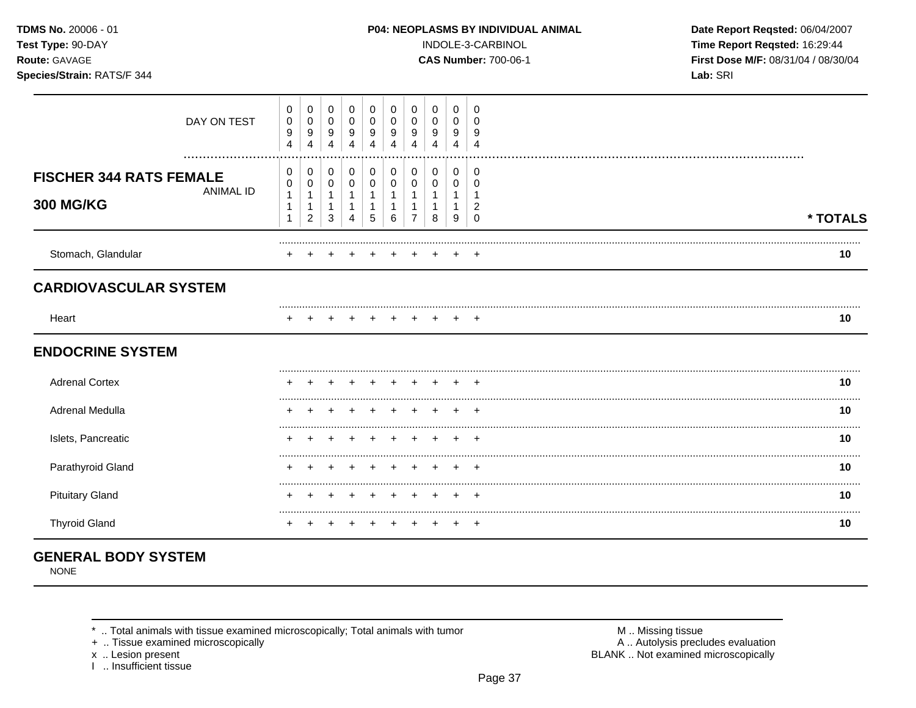**TDMS No.** 20006 - 01
**Test Type:** 90-DAY
**Route:** GAVAGE
**Species/Strain:** RATS/F 344

**P04: NEOPLASMS BY INDIVIDUAL ANIMAL**
INDOLE-3-CARBINOL
**CAS Number:** 700-06-1

**Date Report Reqsted:** 06/04/2007
**Time Report Reqsted:** 16:29:44
**First Dose M/F:** 08/31/04 / 08/30/04
**Lab:** SRI

| | | | | | | | | | | | |
|---|---|---|---|---|---|---|---|---|---|---|---|
| DAY ON TEST | 0094 | 0094 | 0094 | 0094 | 0094 | 0094 | 0094 | 0094 | 0094 | 0094 | |
| **FISCHER 344 RATS FEMALE 300 MG/KG** ANIMAL ID | 00111 | 00112 | 00113 | 00114 | 00115 | 00116 | 00117 | 00118 | 00119 | 00120 | *** TOTALS** |
| Stomach, Glandular | + | + | + | + | + | + | + | + | + | + | **10** |
| **CARDIOVASCULAR SYSTEM** | | | | | | | | | | | |
| Heart | + | + | + | + | + | + | + | + | + | + | **10** |
| **ENDOCRINE SYSTEM** | | | | | | | | | | | |
| Adrenal Cortex | + | + | + | + | + | + | + | + | + | + | **10** |
| Adrenal Medulla | + | + | + | + | + | + | + | + | + | + | **10** |
| Islets, Pancreatic | + | + | + | + | + | + | + | + | + | + | **10** |
| Parathyroid Gland | + | + | + | + | + | + | + | + | + | + | **10** |
| Pituitary Gland | + | + | + | + | + | + | + | + | + | + | **10** |
| Thyroid Gland | + | + | + | + | + | + | + | + | + | + | **10** |

## GENERAL BODY SYSTEM

NONE

* .. Total animals with tissue examined microscopically; Total animals with tumor
+ .. Tissue examined microscopically
x .. Lesion present
I .. Insufficient tissue

M .. Missing tissue
A .. Autolysis precludes evaluation
BLANK .. Not examined microscopically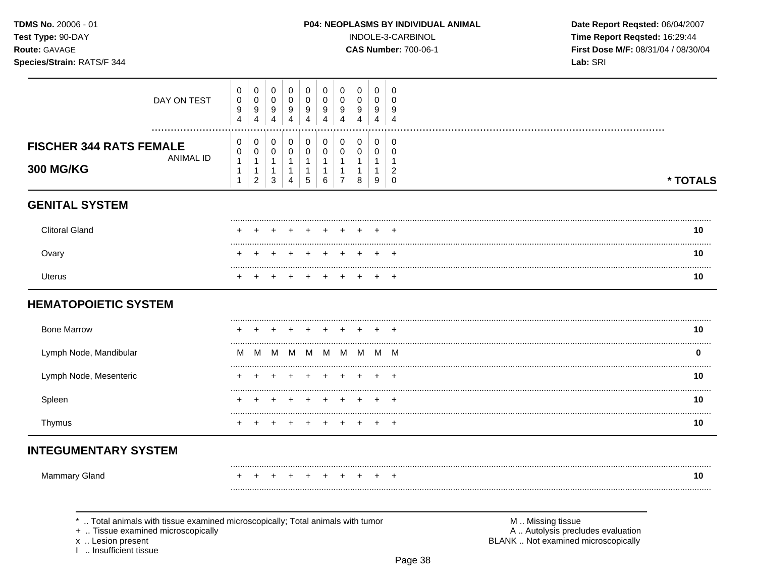**TDMS No.** 20006 - 01
**Test Type:** 90-DAY
**Route:** GAVAGE
**Species/Strain:** RATS/F 344

**P04: NEOPLASMS BY INDIVIDUAL ANIMAL**
INDOLE-3-CARBINOL
**CAS Number:** 700-06-1

**Date Report Reqsted:** 06/04/2007
**Time Report Reqsted:** 16:29:44
**First Dose M/F:** 08/31/04 / 08/30/04
**Lab:** SRI

| DAY ON TEST | 0094 | 0094 | 0094 | 0094 | 0094 | 0094 | 0094 | 0094 | 0094 | 0094 | |
|---|---|---|---|---|---|---|---|---|---|---|---|
| **FISCHER 344 RATS FEMALE 300 MG/KG** ANIMAL ID | 00111 | 00112 | 00113 | 00114 | 00115 | 00116 | 00117 | 00118 | 00119 | 00120 | *** TOTALS** |
| **GENITAL SYSTEM** | | | | | | | | | | | |
| Clitoral Gland | + | + | + | + | + | + | + | + | + | + | **10** |
| Ovary | + | + | + | + | + | + | + | + | + | + | **10** |
| Uterus | + | + | + | + | + | + | + | + | + | + | **10** |
| **HEMATOPOIETIC SYSTEM** | | | | | | | | | | | |
| Bone Marrow | + | + | + | + | + | + | + | + | + | + | **10** |
| Lymph Node, Mandibular | M | M | M | M | M | M | M | M | M | M | **0** |
| Lymph Node, Mesenteric | + | + | + | + | + | + | + | + | + | + | **10** |
| Spleen | + | + | + | + | + | + | + | + | + | + | **10** |
| Thymus | + | + | + | + | + | + | + | + | + | + | **10** |
| **INTEGUMENTARY SYSTEM** | | | | | | | | | | | |
| Mammary Gland | + | + | + | + | + | + | + | + | + | + | **10** |

\* .. Total animals with tissue examined microscopically; Total animals with tumor
\+ .. Tissue examined microscopically
x .. Lesion present
I .. Insufficient tissue

M .. Missing tissue
A .. Autolysis precludes evaluation
BLANK .. Not examined microscopically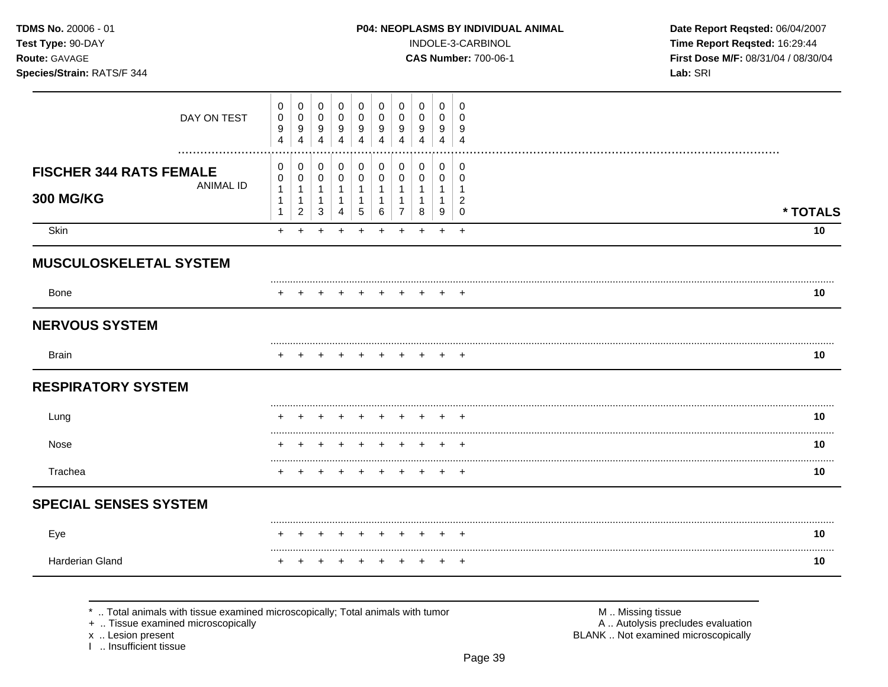**TDMS No.** 20006 - 01
**Test Type:** 90-DAY
**Route:** GAVAGE
**Species/Strain:** RATS/F 344

**P04: NEOPLASMS BY INDIVIDUAL ANIMAL**
INDOLE-3-CARBINOL
**CAS Number:** 700-06-1

**Date Report Reqsted:** 06/04/2007
**Time Report Reqsted:** 16:29:44
**First Dose M/F:** 08/31/04 / 08/30/04
**Lab:** SRI

| DAY ON TEST | 0094 | 0094 | 0094 | 0094 | 0094 | 0094 | 0094 | 0094 | 0094 | 0094 | |
|---|---|---|---|---|---|---|---|---|---|---|---|
| **FISCHER 344 RATS FEMALE 300 MG/KG** ANIMAL ID | 00111 | 00112 | 00113 | 00114 | 00115 | 00116 | 00117 | 00118 | 00119 | 00120 | *** TOTALS** |
| Skin | + | + | + | + | + | + | + | + | + | + | **10** |
| **MUSCULOSKELETAL SYSTEM** | | | | | | | | | | | |
| Bone | + | + | + | + | + | + | + | + | + | + | **10** |
| **NERVOUS SYSTEM** | | | | | | | | | | | |
| Brain | + | + | + | + | + | + | + | + | + | + | **10** |
| **RESPIRATORY SYSTEM** | | | | | | | | | | | |
| Lung | + | + | + | + | + | + | + | + | + | + | **10** |
| Nose | + | + | + | + | + | + | + | + | + | + | **10** |
| Trachea | + | + | + | + | + | + | + | + | + | + | **10** |
| **SPECIAL SENSES SYSTEM** | | | | | | | | | | | |
| Eye | + | + | + | + | + | + | + | + | + | + | **10** |
| Harderian Gland | + | + | + | + | + | + | + | + | + | + | **10** |

\* .. Total animals with tissue examined microscopically; Total animals with tumor
\+ .. Tissue examined microscopically
x .. Lesion present
I .. Insufficient tissue

M .. Missing tissue
A .. Autolysis precludes evaluation
BLANK .. Not examined microscopically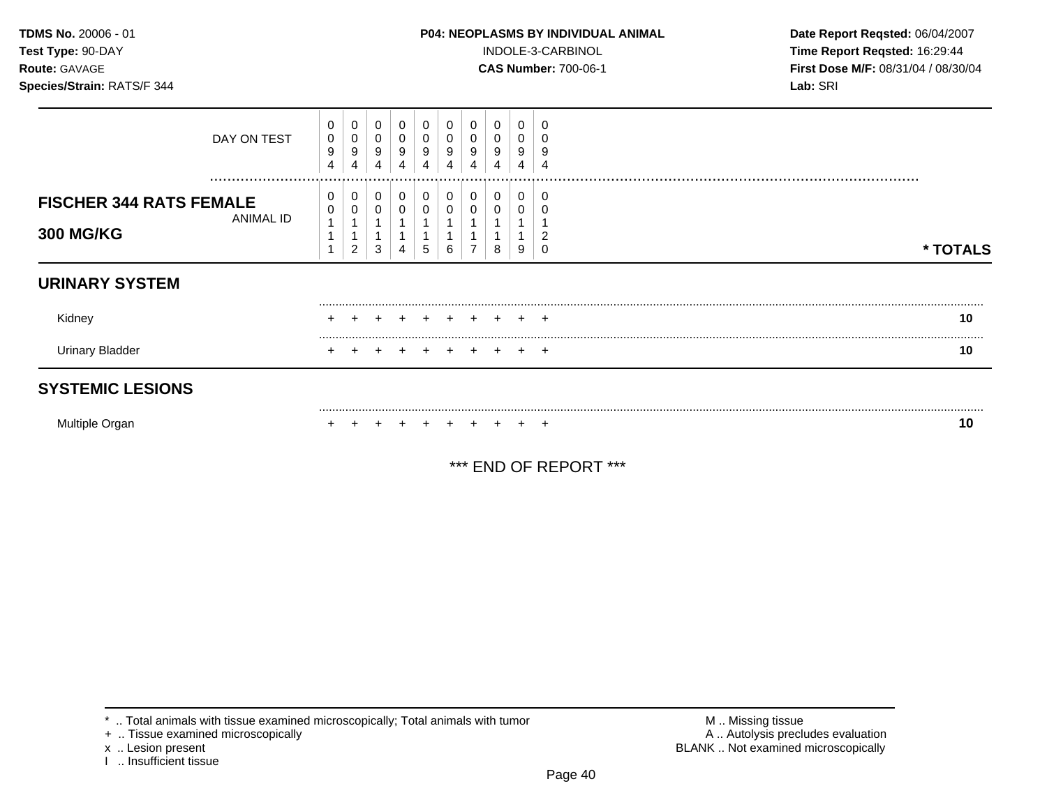**TDMS No.** 20006 - 01
**Test Type:** 90-DAY
**Route:** GAVAGE
**Species/Strain:** RATS/F 344

**P04: NEOPLASMS BY INDIVIDUAL ANIMAL**
INDOLE-3-CARBINOL
**CAS Number:** 700-06-1

**Date Report Reqsted:** 06/04/2007
**Time Report Reqsted:** 16:29:44
**First Dose M/F:** 08/31/04 / 08/30/04
**Lab:** SRI

| | | | | | | | | | | | |
|---|---|---|---|---|---|---|---|---|---|---|---|
| DAY ON TEST | 0094 | 0094 | 0094 | 0094 | 0094 | 0094 | 0094 | 0094 | 0094 | 0094 | |
| **FISCHER 344 RATS FEMALE 300 MG/KG** ANIMAL ID | 00111 | 00112 | 00113 | 00114 | 00115 | 00116 | 00117 | 00118 | 00119 | 00120 | *** TOTALS** |
| **URINARY SYSTEM** | | | | | | | | | | | |
| Kidney | + | + | + | + | + | + | + | + | + | + | **10** |
| Urinary Bladder | + | + | + | + | + | + | + | + | + | + | **10** |
| **SYSTEMIC LESIONS** | | | | | | | | | | | |
| Multiple Organ | + | + | + | + | + | + | + | + | + | + | **10** |

*** END OF REPORT ***

* .. Total animals with tissue examined microscopically; Total animals with tumor
+ .. Tissue examined microscopically
x .. Lesion present
I .. Insufficient tissue

M .. Missing tissue
A .. Autolysis precludes evaluation
BLANK .. Not examined microscopically